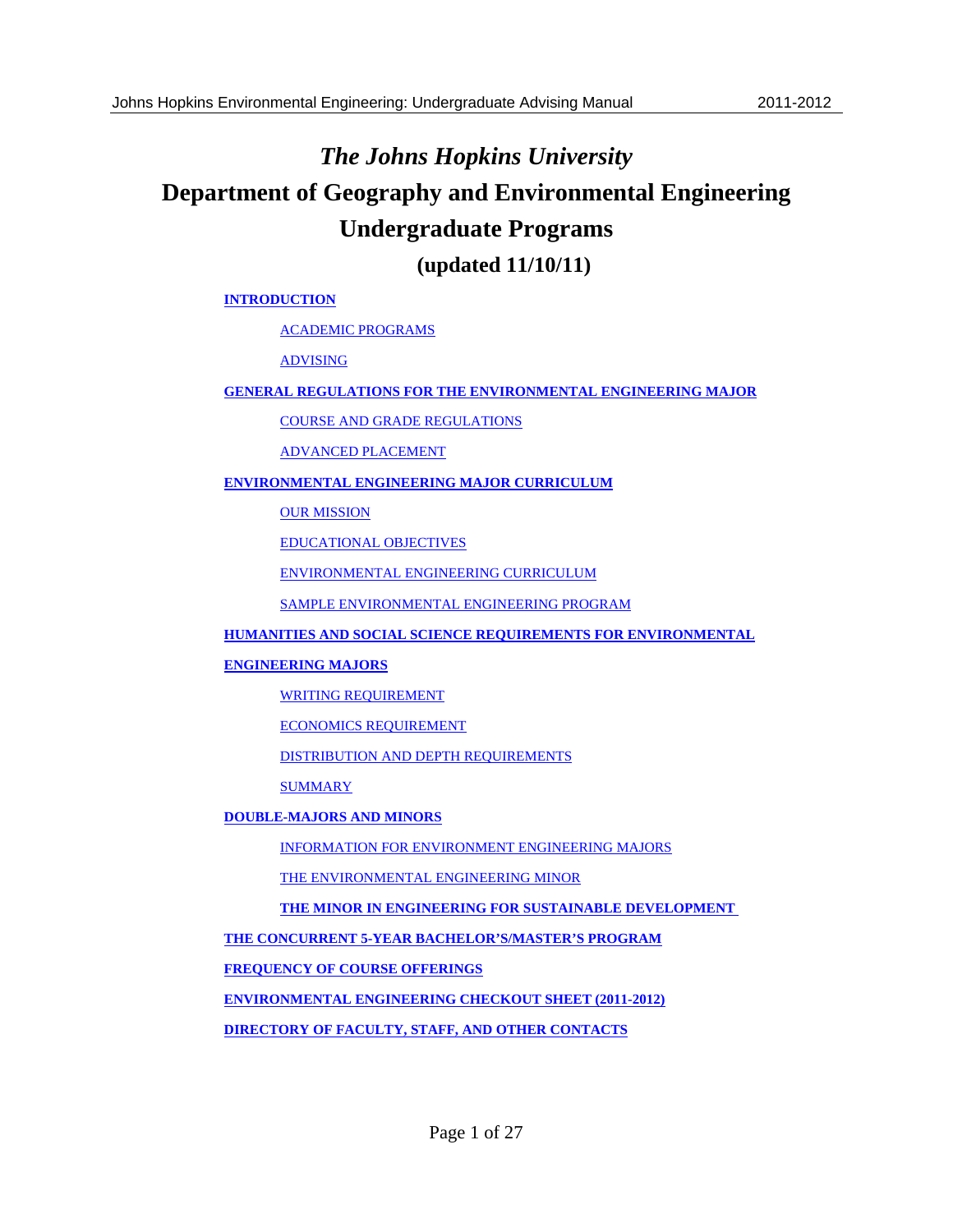# *The Johns Hopkins University*

# Department of Geography and Environmental Engineering

# Undergraduate Programs

## (updated 11/10/11)

**INTRODUCTION**

- ACADEMIC PROGRAMS
- ADVISING

**GENERAL REGULATIONS FOR THE ENVIRONMENTAL ENGINEERING MAJOR**

- COURSE AND GRADE REGULATIONS
- ADVANCED PLACEMENT

**ENVIRONMENTAL ENGINEERING MAJOR CURRICULUM**

- OUR MISSION
- EDUCATIONAL OBJECTIVES
- ENVIRONMENTAL ENGINEERING CURRICULUM
- SAMPLE ENVIRONMENTAL ENGINEERING PROGRAM

**HUMANITIES AND SOCIAL SCIENCE REQUIREMENTS FOR ENVIRONMENTAL ENGINEERING MAJORS**

- WRITING REQUIREMENT
- ECONOMICS REQUIREMENT
- DISTRIBUTION AND DEPTH REQUIREMENTS
- SUMMARY

**DOUBLE-MAJORS AND MINORS**

- INFORMATION FOR ENVIRONMENT ENGINEERING MAJORS
- THE ENVIRONMENTAL ENGINEERING MINOR
- **THE MINOR IN ENGINEERING FOR SUSTAINABLE DEVELOPMENT**

**THE CONCURRENT 5-YEAR BACHELOR'S/MASTER'S PROGRAM**

**FREQUENCY OF COURSE OFFERINGS**

**ENVIRONMENTAL ENGINEERING CHECKOUT SHEET (2011-2012)**

**DIRECTORY OF FACULTY, STAFF, AND OTHER CONTACTS**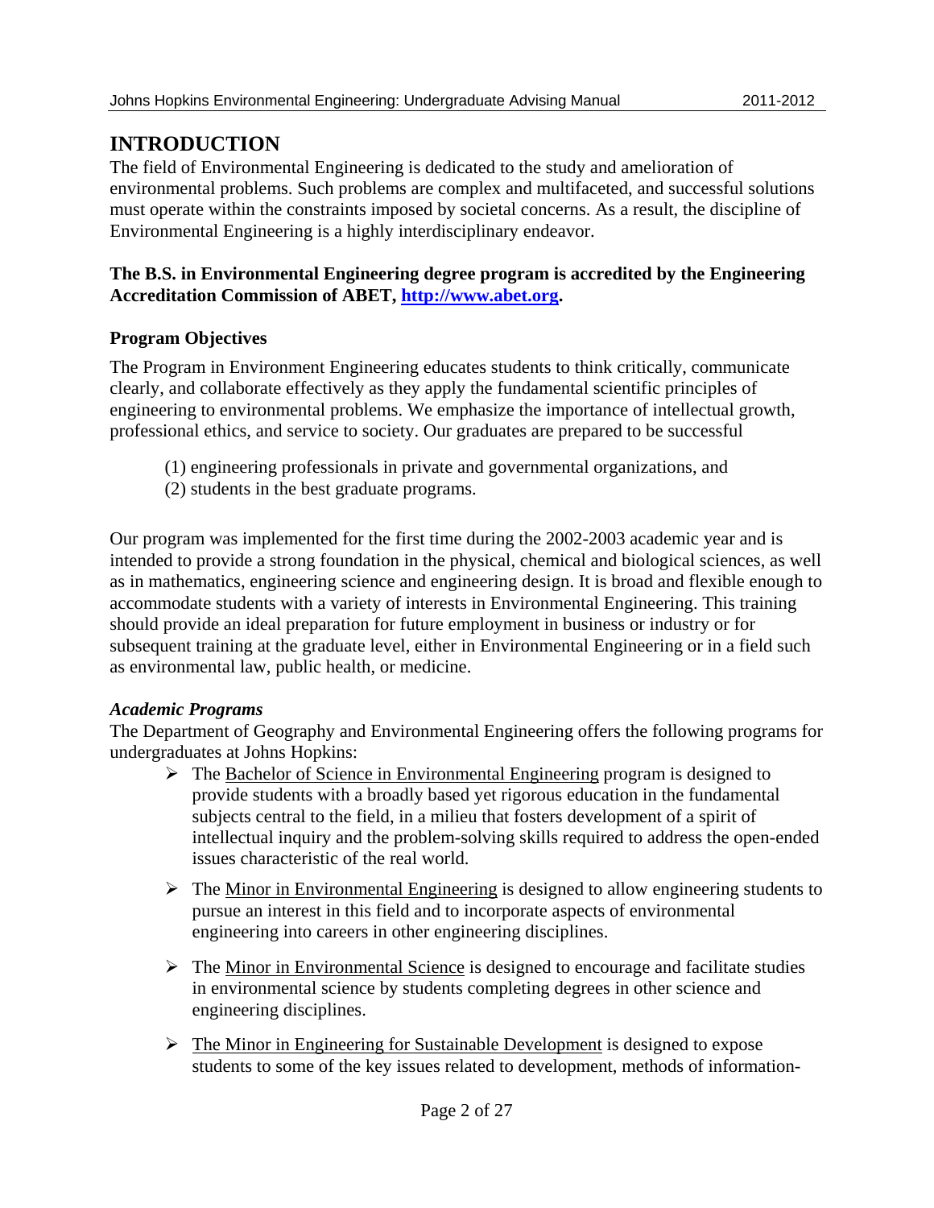# INTRODUCTION

The field of Environmental Engineering is dedicated to the study and amelioration of environmental problems. Such problems are complex and multifaceted, and successful solutions must operate within the constraints imposed by societal concerns. As a result, the discipline of Environmental Engineering is a highly interdisciplinary endeavor.

**The B.S. in Environmental Engineering degree program is accredited by the Engineering Accreditation Commission of ABET, [http://www.abet.org](http://www.abet.org).**

### Program Objectives

The Program in Environment Engineering educates students to think critically, communicate clearly, and collaborate effectively as they apply the fundamental scientific principles of engineering to environmental problems. We emphasize the importance of intellectual growth, professional ethics, and service to society. Our graduates are prepared to be successful

(1) engineering professionals in private and governmental organizations, and
(2) students in the best graduate programs.

Our program was implemented for the first time during the 2002-2003 academic year and is intended to provide a strong foundation in the physical, chemical and biological sciences, as well as in mathematics, engineering science and engineering design. It is broad and flexible enough to accommodate students with a variety of interests in Environmental Engineering. This training should provide an ideal preparation for future employment in business or industry or for subsequent training at the graduate level, either in Environmental Engineering or in a field such as environmental law, public health, or medicine.

#### *Academic Programs*

The Department of Geography and Environmental Engineering offers the following programs for undergraduates at Johns Hopkins:

- The Bachelor of Science in Environmental Engineering program is designed to provide students with a broadly based yet rigorous education in the fundamental subjects central to the field, in a milieu that fosters development of a spirit of intellectual inquiry and the problem-solving skills required to address the open-ended issues characteristic of the real world.
- The Minor in Environmental Engineering is designed to allow engineering students to pursue an interest in this field and to incorporate aspects of environmental engineering into careers in other engineering disciplines.
- The Minor in Environmental Science is designed to encourage and facilitate studies in environmental science by students completing degrees in other science and engineering disciplines.
- The Minor in Engineering for Sustainable Development is designed to expose students to some of the key issues related to development, methods of information-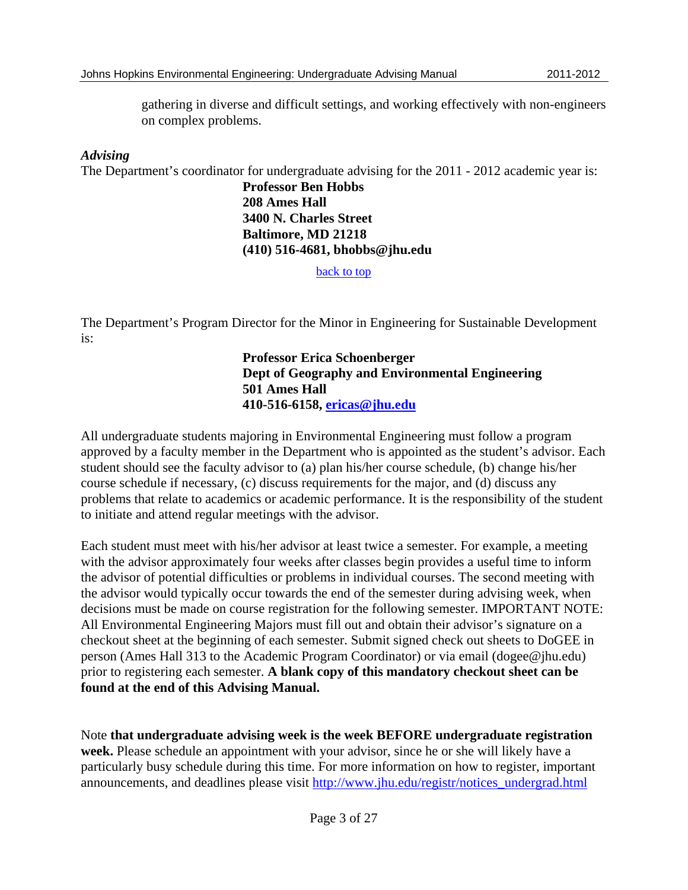gathering in diverse and difficult settings, and working effectively with non-engineers on complex problems.

### *Advising*

The Department's coordinator for undergraduate advising for the 2011 - 2012 academic year is:

**Professor Ben Hobbs**
**208 Ames Hall**
**3400 N. Charles Street**
**Baltimore, MD 21218**
**(410) 516-4681, bhobbs@jhu.edu**

back to top

The Department's Program Director for the Minor in Engineering for Sustainable Development is:

**Professor Erica Schoenberger**
**Dept of Geography and Environmental Engineering**
**501 Ames Hall**
**410-516-6158, ericas@jhu.edu**

All undergraduate students majoring in Environmental Engineering must follow a program approved by a faculty member in the Department who is appointed as the student's advisor. Each student should see the faculty advisor to (a) plan his/her course schedule, (b) change his/her course schedule if necessary, (c) discuss requirements for the major, and (d) discuss any problems that relate to academics or academic performance. It is the responsibility of the student to initiate and attend regular meetings with the advisor.

Each student must meet with his/her advisor at least twice a semester. For example, a meeting with the advisor approximately four weeks after classes begin provides a useful time to inform the advisor of potential difficulties or problems in individual courses. The second meeting with the advisor would typically occur towards the end of the semester during advising week, when decisions must be made on course registration for the following semester. IMPORTANT NOTE: All Environmental Engineering Majors must fill out and obtain their advisor's signature on a checkout sheet at the beginning of each semester. Submit signed check out sheets to DoGEE in person (Ames Hall 313 to the Academic Program Coordinator) or via email (dogee@jhu.edu) prior to registering each semester. **A blank copy of this mandatory checkout sheet can be found at the end of this Advising Manual.**

Note **that undergraduate advising week is the week BEFORE undergraduate registration week.** Please schedule an appointment with your advisor, since he or she will likely have a particularly busy schedule during this time. For more information on how to register, important announcements, and deadlines please visit http://www.jhu.edu/registr/notices_undergrad.html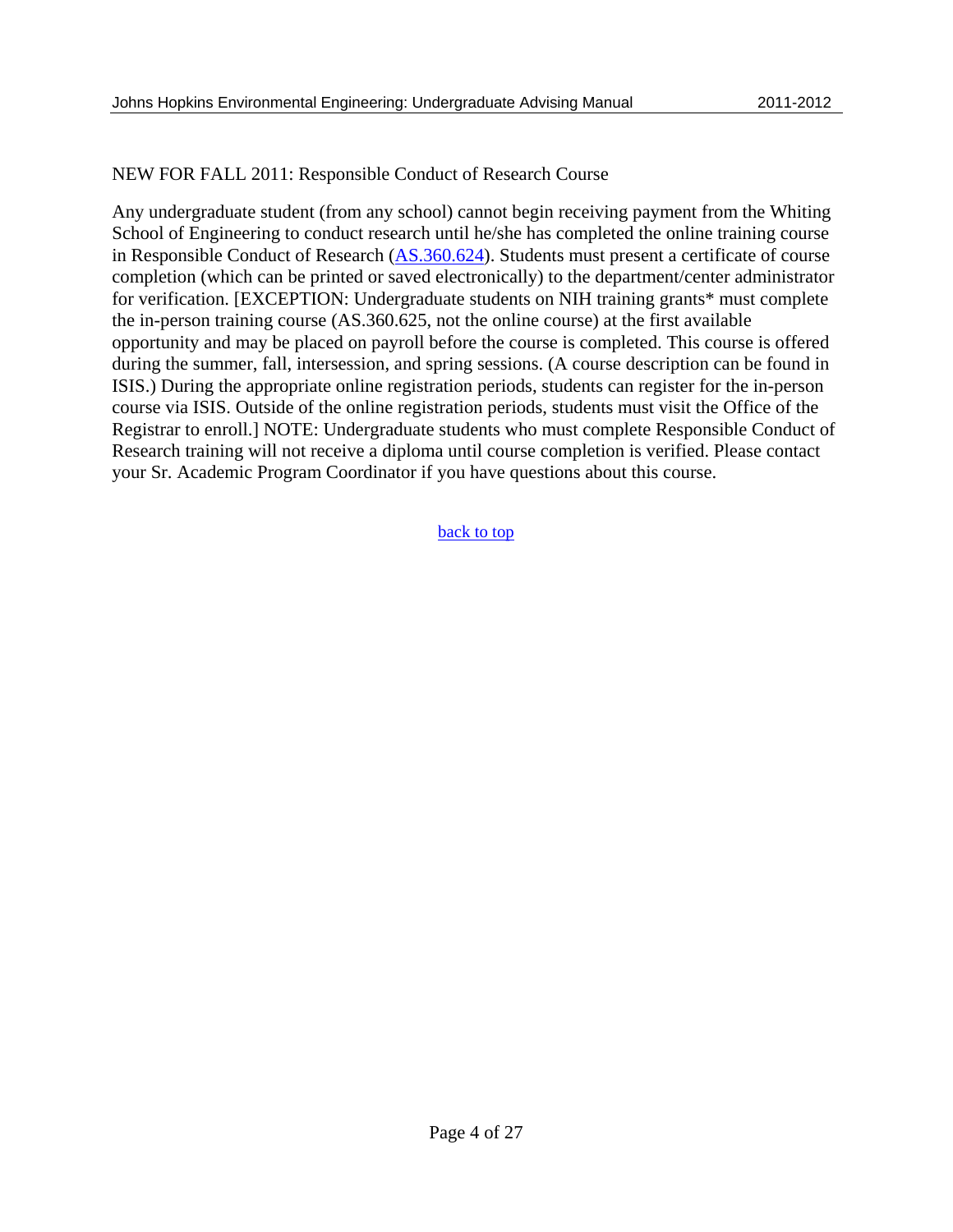NEW FOR FALL 2011: Responsible Conduct of Research Course

Any undergraduate student (from any school) cannot begin receiving payment from the Whiting School of Engineering to conduct research until he/she has completed the online training course in Responsible Conduct of Research (AS.360.624). Students must present a certificate of course completion (which can be printed or saved electronically) to the department/center administrator for verification. [EXCEPTION: Undergraduate students on NIH training grants* must complete the in-person training course (AS.360.625, not the online course) at the first available opportunity and may be placed on payroll before the course is completed. This course is offered during the summer, fall, intersession, and spring sessions. (A course description can be found in ISIS.) During the appropriate online registration periods, students can register for the in-person course via ISIS. Outside of the online registration periods, students must visit the Office of the Registrar to enroll.] NOTE: Undergraduate students who must complete Responsible Conduct of Research training will not receive a diploma until course completion is verified. Please contact your Sr. Academic Program Coordinator if you have questions about this course.

back to top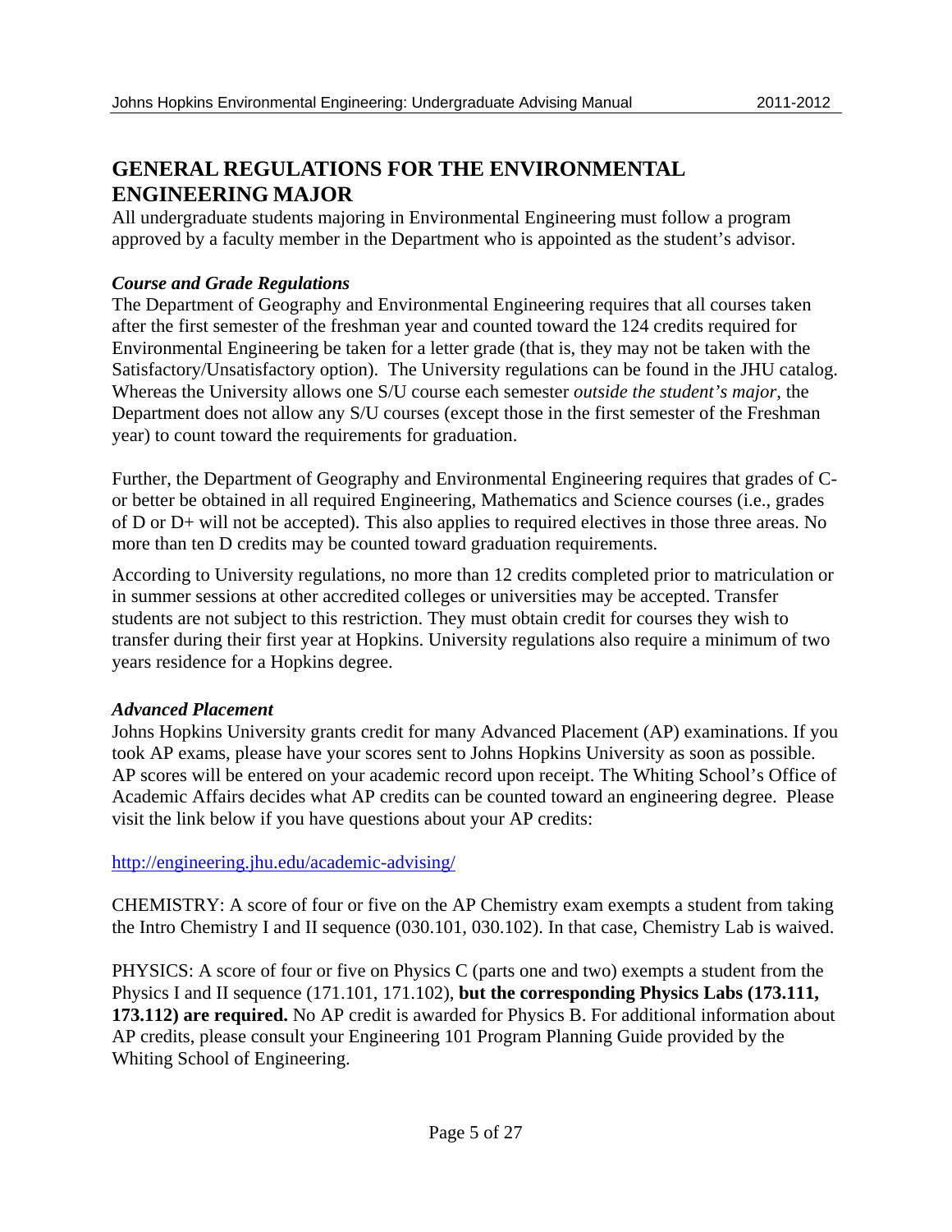# GENERAL REGULATIONS FOR THE ENVIRONMENTAL ENGINEERING MAJOR

All undergraduate students majoring in Environmental Engineering must follow a program approved by a faculty member in the Department who is appointed as the student's advisor.

### *Course and Grade Regulations*

The Department of Geography and Environmental Engineering requires that all courses taken after the first semester of the freshman year and counted toward the 124 credits required for Environmental Engineering be taken for a letter grade (that is, they may not be taken with the Satisfactory/Unsatisfactory option). The University regulations can be found in the JHU catalog. Whereas the University allows one S/U course each semester *outside the student's major*, the Department does not allow any S/U courses (except those in the first semester of the Freshman year) to count toward the requirements for graduation.

Further, the Department of Geography and Environmental Engineering requires that grades of C- or better be obtained in all required Engineering, Mathematics and Science courses (i.e., grades of D or D+ will not be accepted). This also applies to required electives in those three areas. No more than ten D credits may be counted toward graduation requirements.

According to University regulations, no more than 12 credits completed prior to matriculation or in summer sessions at other accredited colleges or universities may be accepted. Transfer students are not subject to this restriction. They must obtain credit for courses they wish to transfer during their first year at Hopkins. University regulations also require a minimum of two years residence for a Hopkins degree.

### *Advanced Placement*

Johns Hopkins University grants credit for many Advanced Placement (AP) examinations. If you took AP exams, please have your scores sent to Johns Hopkins University as soon as possible. AP scores will be entered on your academic record upon receipt. The Whiting School's Office of Academic Affairs decides what AP credits can be counted toward an engineering degree. Please visit the link below if you have questions about your AP credits:

http://engineering.jhu.edu/academic-advising/

CHEMISTRY: A score of four or five on the AP Chemistry exam exempts a student from taking the Intro Chemistry I and II sequence (030.101, 030.102). In that case, Chemistry Lab is waived.

PHYSICS: A score of four or five on Physics C (parts one and two) exempts a student from the Physics I and II sequence (171.101, 171.102), **but the corresponding Physics Labs (173.111, 173.112) are required.** No AP credit is awarded for Physics B. For additional information about AP credits, please consult your Engineering 101 Program Planning Guide provided by the Whiting School of Engineering.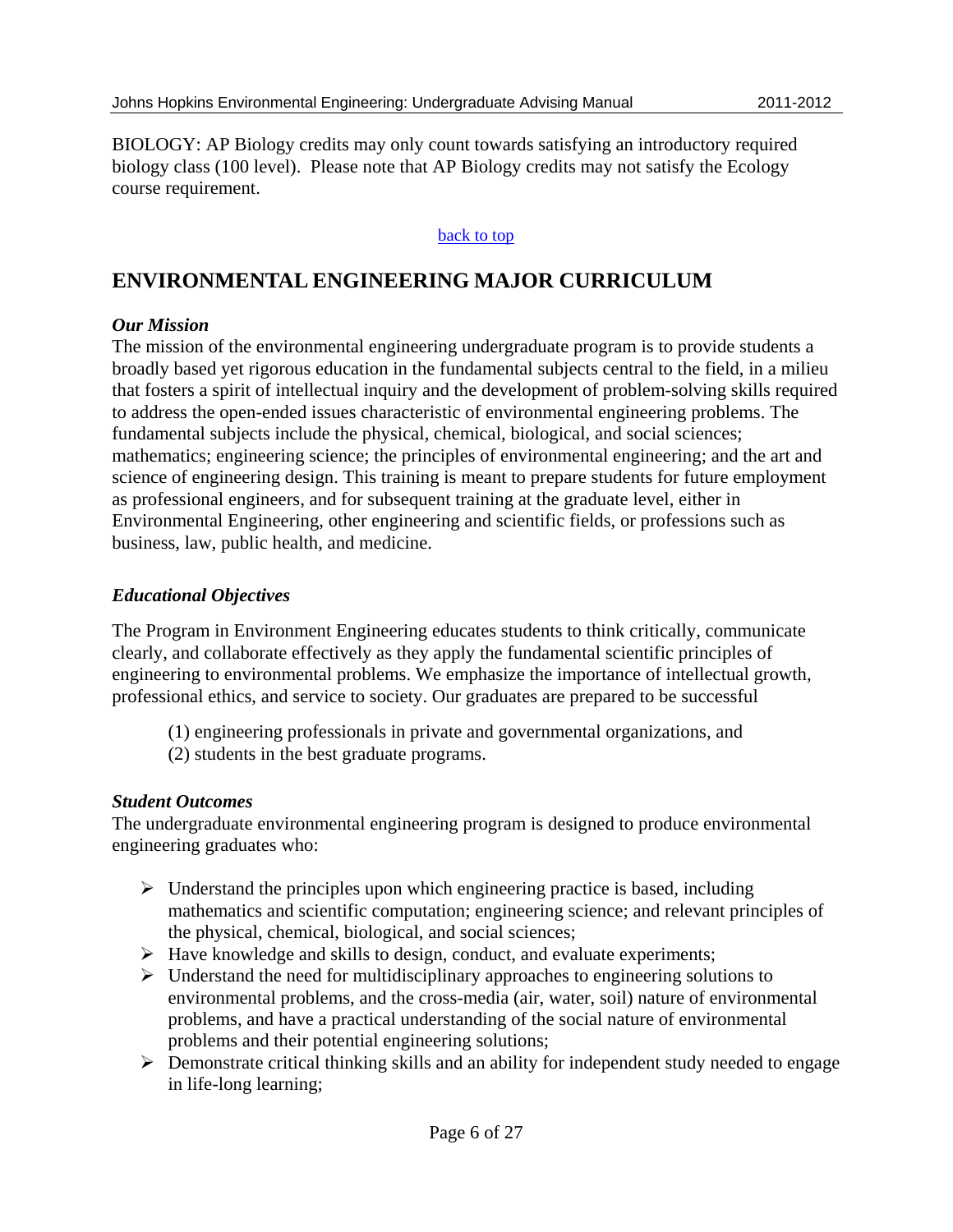BIOLOGY: AP Biology credits may only count towards satisfying an introductory required biology class (100 level). Please note that AP Biology credits may not satisfy the Ecology course requirement.

back to top

## ENVIRONMENTAL ENGINEERING MAJOR CURRICULUM

### *Our Mission*

The mission of the environmental engineering undergraduate program is to provide students a broadly based yet rigorous education in the fundamental subjects central to the field, in a milieu that fosters a spirit of intellectual inquiry and the development of problem-solving skills required to address the open-ended issues characteristic of environmental engineering problems. The fundamental subjects include the physical, chemical, biological, and social sciences; mathematics; engineering science; the principles of environmental engineering; and the art and science of engineering design. This training is meant to prepare students for future employment as professional engineers, and for subsequent training at the graduate level, either in Environmental Engineering, other engineering and scientific fields, or professions such as business, law, public health, and medicine.

### *Educational Objectives*

The Program in Environment Engineering educates students to think critically, communicate clearly, and collaborate effectively as they apply the fundamental scientific principles of engineering to environmental problems. We emphasize the importance of intellectual growth, professional ethics, and service to society. Our graduates are prepared to be successful

(1) engineering professionals in private and governmental organizations, and
(2) students in the best graduate programs.

### *Student Outcomes*

The undergraduate environmental engineering program is designed to produce environmental engineering graduates who:

- Understand the principles upon which engineering practice is based, including mathematics and scientific computation; engineering science; and relevant principles of the physical, chemical, biological, and social sciences;
- Have knowledge and skills to design, conduct, and evaluate experiments;
- Understand the need for multidisciplinary approaches to engineering solutions to environmental problems, and the cross-media (air, water, soil) nature of environmental problems, and have a practical understanding of the social nature of environmental problems and their potential engineering solutions;
- Demonstrate critical thinking skills and an ability for independent study needed to engage in life-long learning;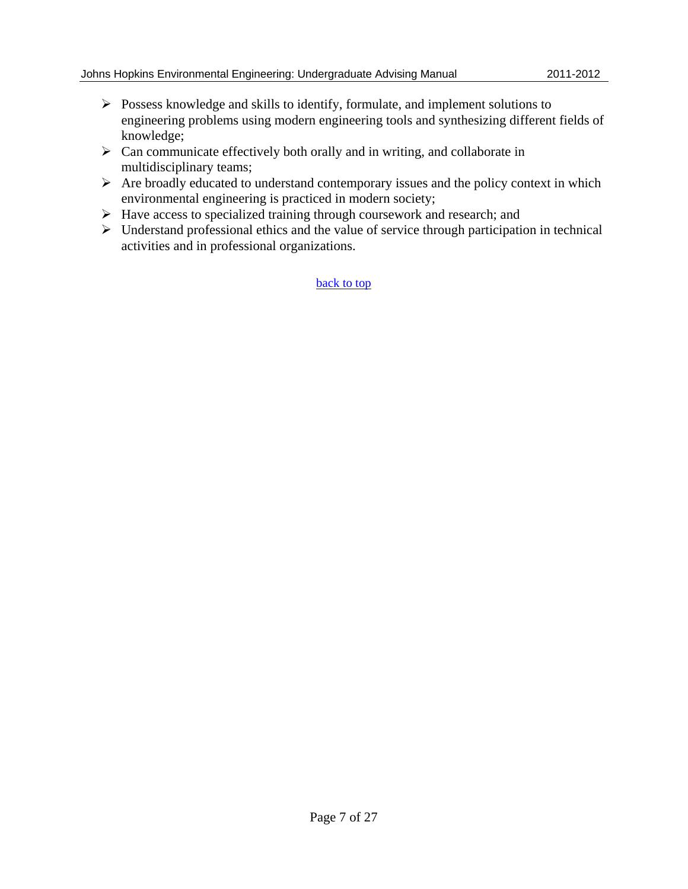- Possess knowledge and skills to identify, formulate, and implement solutions to engineering problems using modern engineering tools and synthesizing different fields of knowledge;
- Can communicate effectively both orally and in writing, and collaborate in multidisciplinary teams;
- Are broadly educated to understand contemporary issues and the policy context in which environmental engineering is practiced in modern society;
- Have access to specialized training through coursework and research; and
- Understand professional ethics and the value of service through participation in technical activities and in professional organizations.

back to top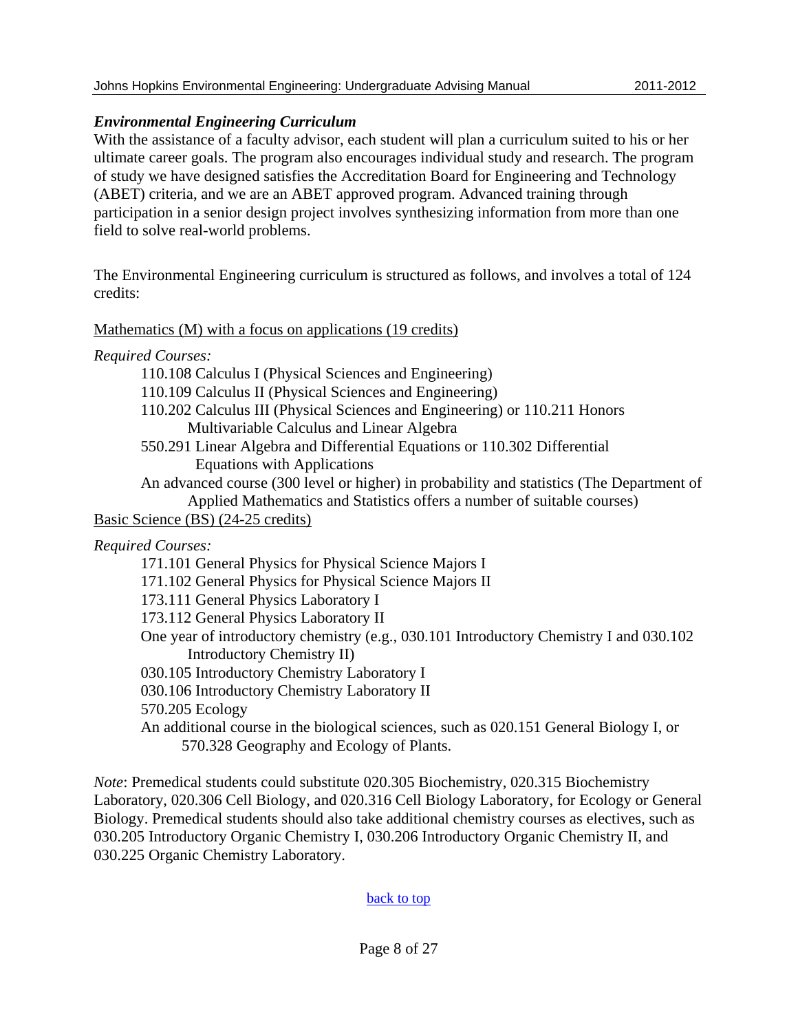### *Environmental Engineering Curriculum*

With the assistance of a faculty advisor, each student will plan a curriculum suited to his or her ultimate career goals. The program also encourages individual study and research. The program of study we have designed satisfies the Accreditation Board for Engineering and Technology (ABET) criteria, and we are an ABET approved program. Advanced training through participation in a senior design project involves synthesizing information from more than one field to solve real-world problems.

The Environmental Engineering curriculum is structured as follows, and involves a total of 124 credits:

<u>Mathematics (M) with a focus on applications (19 credits)</u>

*Required Courses:*

- 110.108 Calculus I (Physical Sciences and Engineering)
- 110.109 Calculus II (Physical Sciences and Engineering)
- 110.202 Calculus III (Physical Sciences and Engineering) or 110.211 Honors Multivariable Calculus and Linear Algebra
- 550.291 Linear Algebra and Differential Equations or 110.302 Differential Equations with Applications
- An advanced course (300 level or higher) in probability and statistics (The Department of Applied Mathematics and Statistics offers a number of suitable courses)

<u>Basic Science (BS) (24-25 credits)</u>

*Required Courses:*

- 171.101 General Physics for Physical Science Majors I
- 171.102 General Physics for Physical Science Majors II
- 173.111 General Physics Laboratory I
- 173.112 General Physics Laboratory II
- One year of introductory chemistry (e.g., 030.101 Introductory Chemistry I and 030.102 Introductory Chemistry II)
- 030.105 Introductory Chemistry Laboratory I
- 030.106 Introductory Chemistry Laboratory II
- 570.205 Ecology
- An additional course in the biological sciences, such as 020.151 General Biology I, or 570.328 Geography and Ecology of Plants.

*Note*: Premedical students could substitute 020.305 Biochemistry, 020.315 Biochemistry Laboratory, 020.306 Cell Biology, and 020.316 Cell Biology Laboratory, for Ecology or General Biology. Premedical students should also take additional chemistry courses as electives, such as 030.205 Introductory Organic Chemistry I, 030.206 Introductory Organic Chemistry II, and 030.225 Organic Chemistry Laboratory.

back to top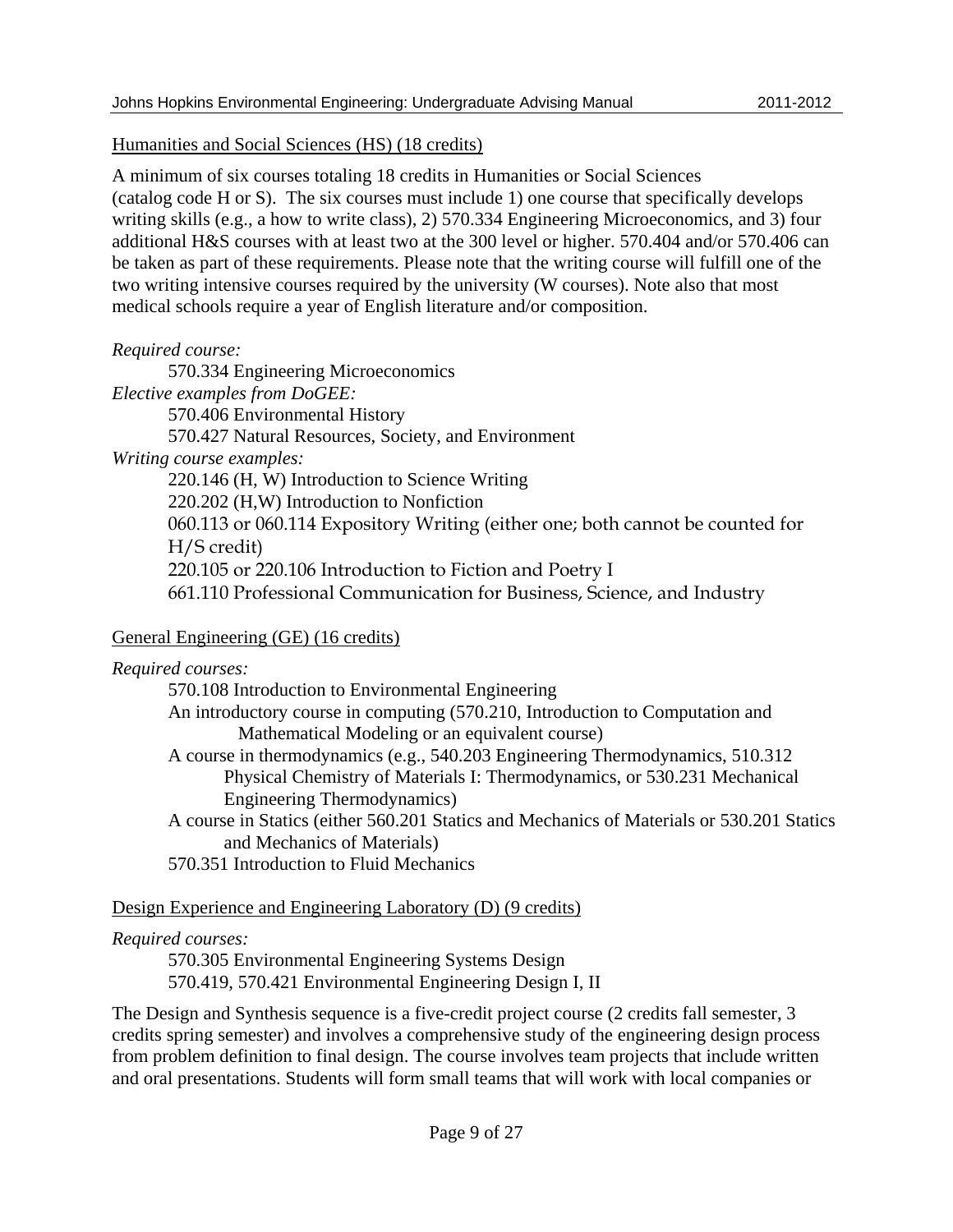Humanities and Social Sciences (HS) (18 credits)

A minimum of six courses totaling 18 credits in Humanities or Social Sciences (catalog code H or S). The six courses must include 1) one course that specifically develops writing skills (e.g., a how to write class), 2) 570.334 Engineering Microeconomics, and 3) four additional H&S courses with at least two at the 300 level or higher. 570.404 and/or 570.406 can be taken as part of these requirements. Please note that the writing course will fulfill one of the two writing intensive courses required by the university (W courses). Note also that most medical schools require a year of English literature and/or composition.

*Required course:*

- 570.334 Engineering Microeconomics

*Elective examples from DoGEE:*

- 570.406 Environmental History
- 570.427 Natural Resources, Society, and Environment

*Writing course examples:*

- 220.146 (H, W) Introduction to Science Writing
- 220.202 (H,W) Introduction to Nonfiction
- 060.113 or 060.114 Expository Writing (either one; both cannot be counted for H/S credit)
- 220.105 or 220.106 Introduction to Fiction and Poetry I
- 661.110 Professional Communication for Business, Science, and Industry

General Engineering (GE) (16 credits)

*Required courses:*

- 570.108 Introduction to Environmental Engineering
- An introductory course in computing (570.210, Introduction to Computation and Mathematical Modeling or an equivalent course)
- A course in thermodynamics (e.g., 540.203 Engineering Thermodynamics, 510.312 Physical Chemistry of Materials I: Thermodynamics, or 530.231 Mechanical Engineering Thermodynamics)
- A course in Statics (either 560.201 Statics and Mechanics of Materials or 530.201 Statics and Mechanics of Materials)
- 570.351 Introduction to Fluid Mechanics

Design Experience and Engineering Laboratory (D) (9 credits)

*Required courses:*

- 570.305 Environmental Engineering Systems Design
- 570.419, 570.421 Environmental Engineering Design I, II

The Design and Synthesis sequence is a five-credit project course (2 credits fall semester, 3 credits spring semester) and involves a comprehensive study of the engineering design process from problem definition to final design. The course involves team projects that include written and oral presentations. Students will form small teams that will work with local companies or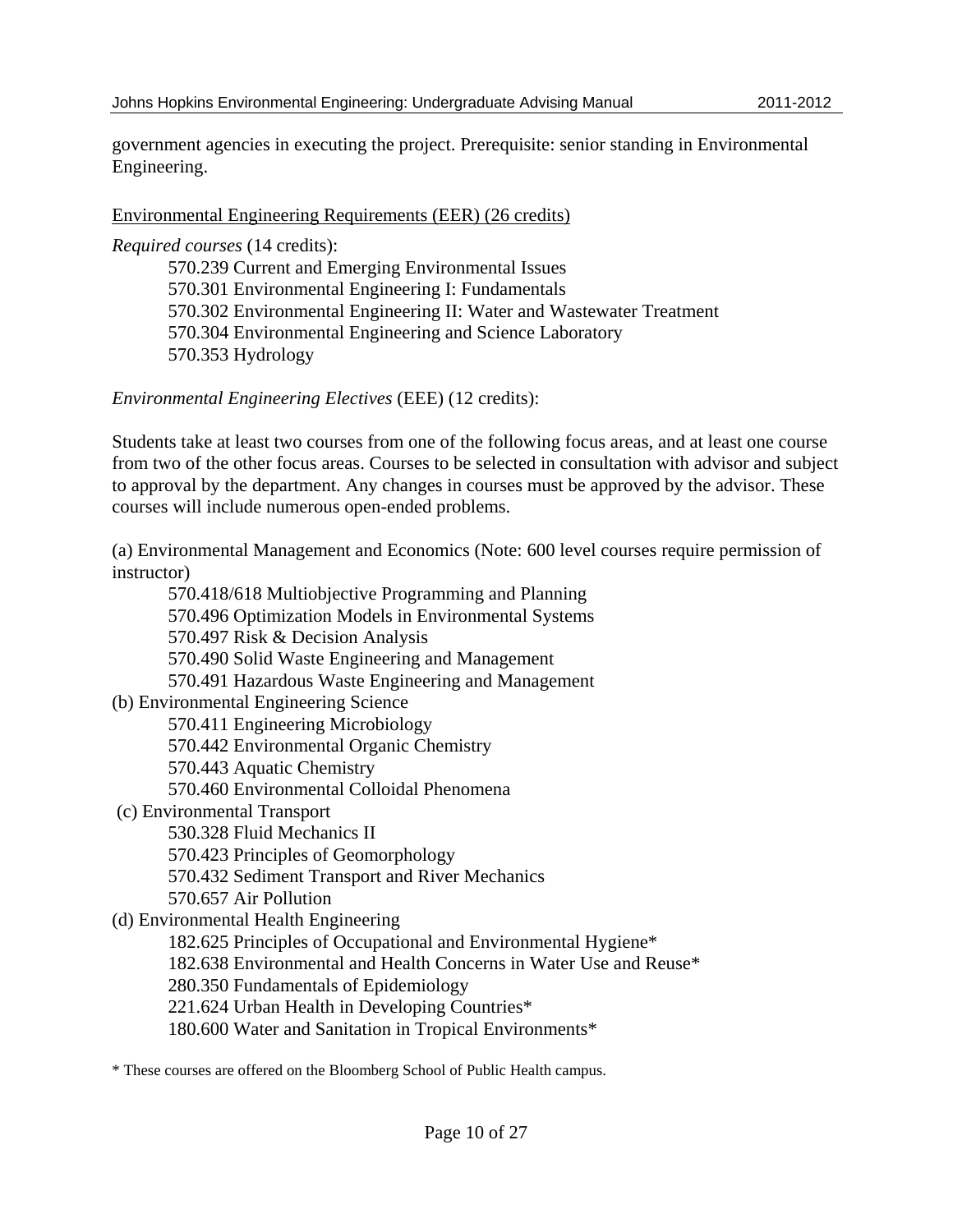government agencies in executing the project. Prerequisite: senior standing in Environmental Engineering.

<u>Environmental Engineering Requirements (EER) (26 credits)</u>

*Required courses* (14 credits):

- 570.239 Current and Emerging Environmental Issues
- 570.301 Environmental Engineering I: Fundamentals
- 570.302 Environmental Engineering II: Water and Wastewater Treatment
- 570.304 Environmental Engineering and Science Laboratory
- 570.353 Hydrology

*Environmental Engineering Electives* (EEE) (12 credits):

Students take at least two courses from one of the following focus areas, and at least one course from two of the other focus areas. Courses to be selected in consultation with advisor and subject to approval by the department. Any changes in courses must be approved by the advisor. These courses will include numerous open-ended problems.

(a) Environmental Management and Economics (Note: 600 level courses require permission of instructor)

- 570.418/618 Multiobjective Programming and Planning
- 570.496 Optimization Models in Environmental Systems
- 570.497 Risk & Decision Analysis
- 570.490 Solid Waste Engineering and Management
- 570.491 Hazardous Waste Engineering and Management

(b) Environmental Engineering Science

- 570.411 Engineering Microbiology
- 570.442 Environmental Organic Chemistry
- 570.443 Aquatic Chemistry
- 570.460 Environmental Colloidal Phenomena

(c) Environmental Transport

- 530.328 Fluid Mechanics II
- 570.423 Principles of Geomorphology
- 570.432 Sediment Transport and River Mechanics
- 570.657 Air Pollution

(d) Environmental Health Engineering

- 182.625 Principles of Occupational and Environmental Hygiene*
- 182.638 Environmental and Health Concerns in Water Use and Reuse*
- 280.350 Fundamentals of Epidemiology
- 221.624 Urban Health in Developing Countries*
- 180.600 Water and Sanitation in Tropical Environments*

\* These courses are offered on the Bloomberg School of Public Health campus.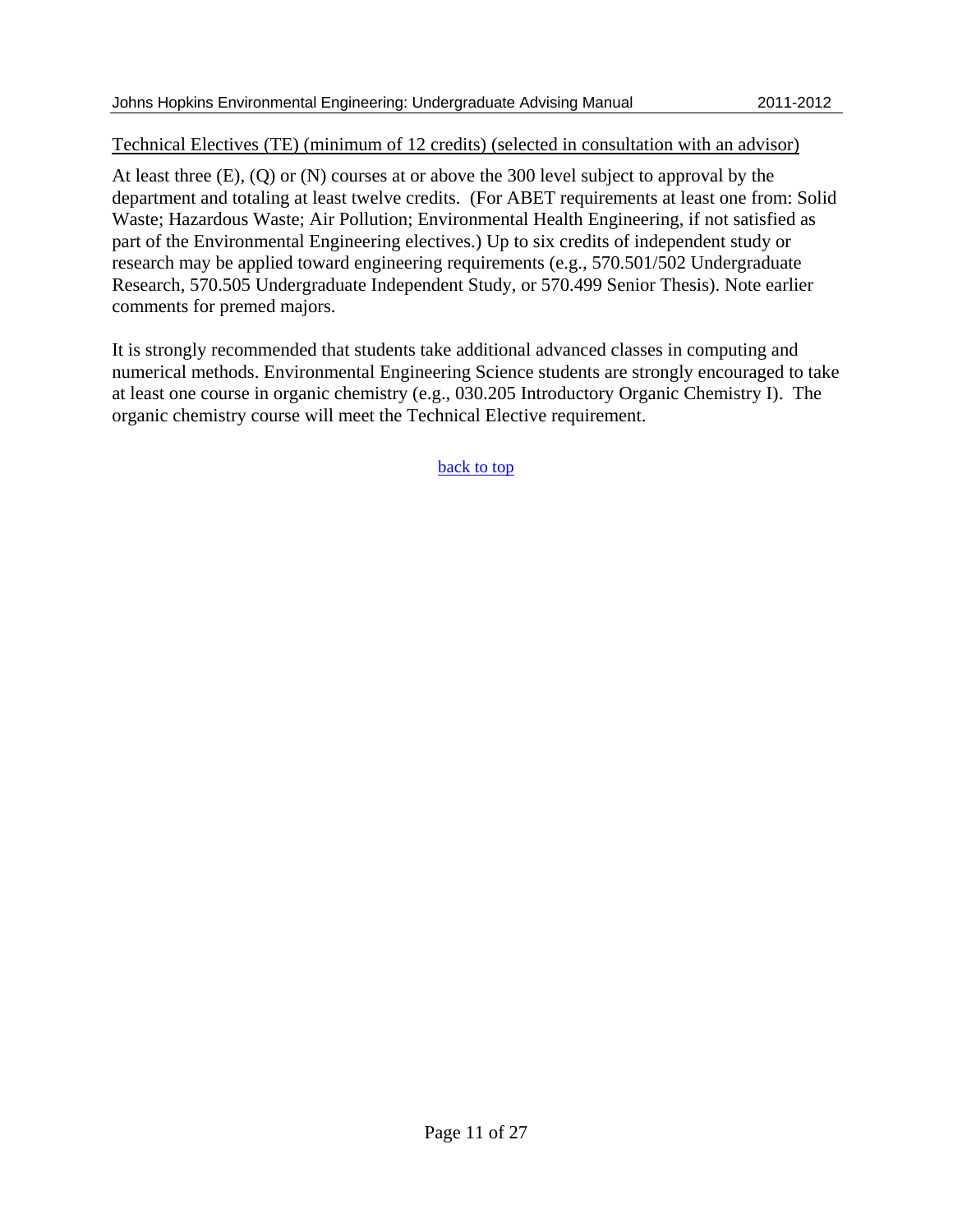<u>Technical Electives (TE) (minimum of 12 credits) (selected in consultation with an advisor)</u>

At least three (E), (Q) or (N) courses at or above the 300 level subject to approval by the department and totaling at least twelve credits. (For ABET requirements at least one from: Solid Waste; Hazardous Waste; Air Pollution; Environmental Health Engineering, if not satisfied as part of the Environmental Engineering electives.) Up to six credits of independent study or research may be applied toward engineering requirements (e.g., 570.501/502 Undergraduate Research, 570.505 Undergraduate Independent Study, or 570.499 Senior Thesis). Note earlier comments for premed majors.

It is strongly recommended that students take additional advanced classes in computing and numerical methods. Environmental Engineering Science students are strongly encouraged to take at least one course in organic chemistry (e.g., 030.205 Introductory Organic Chemistry I). The organic chemistry course will meet the Technical Elective requirement.

back to top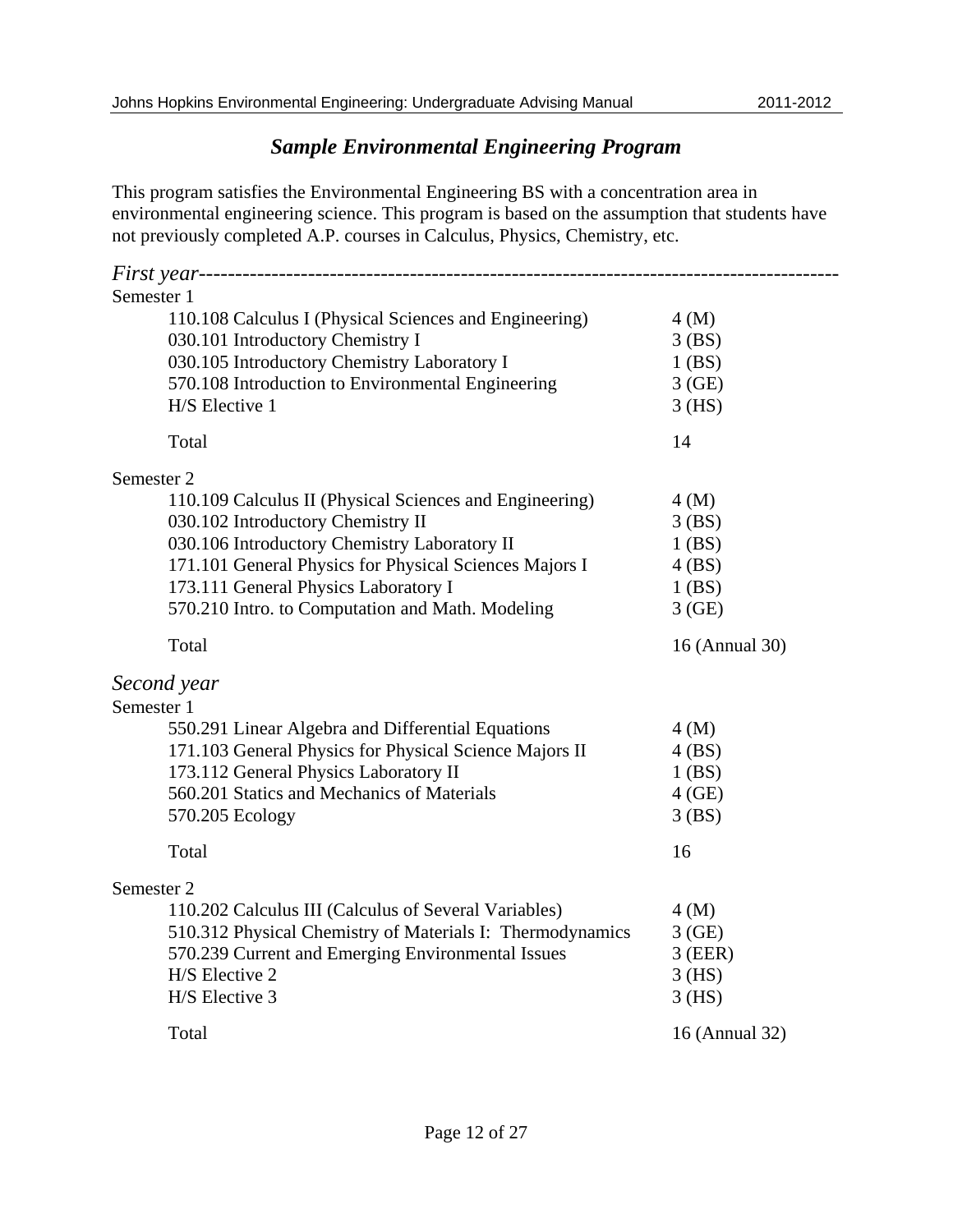## *Sample Environmental Engineering Program*

This program satisfies the Environmental Engineering BS with a concentration area in environmental engineering science. This program is based on the assumption that students have not previously completed A.P. courses in Calculus, Physics, Chemistry, etc.

### *First year*

**Semester 1**

| Course | Credits |
|---|---|
| 110.108 Calculus I (Physical Sciences and Engineering) | 4 (M) |
| 030.101 Introductory Chemistry I | 3 (BS) |
| 030.105 Introductory Chemistry Laboratory I | 1 (BS) |
| 570.108 Introduction to Environmental Engineering | 3 (GE) |
| H/S Elective 1 | 3 (HS) |
| Total | 14 |

**Semester 2**

| Course | Credits |
|---|---|
| 110.109 Calculus II (Physical Sciences and Engineering) | 4 (M) |
| 030.102 Introductory Chemistry II | 3 (BS) |
| 030.106 Introductory Chemistry Laboratory II | 1 (BS) |
| 171.101 General Physics for Physical Sciences Majors I | 4 (BS) |
| 173.111 General Physics Laboratory I | 1 (BS) |
| 570.210 Intro. to Computation and Math. Modeling | 3 (GE) |
| Total | 16 (Annual 30) |

### *Second year*

**Semester 1**

| Course | Credits |
|---|---|
| 550.291 Linear Algebra and Differential Equations | 4 (M) |
| 171.103 General Physics for Physical Science Majors II | 4 (BS) |
| 173.112 General Physics Laboratory II | 1 (BS) |
| 560.201 Statics and Mechanics of Materials | 4 (GE) |
| 570.205 Ecology | 3 (BS) |
| Total | 16 |

**Semester 2**

| Course | Credits |
|---|---|
| 110.202 Calculus III (Calculus of Several Variables) | 4 (M) |
| 510.312 Physical Chemistry of Materials I: Thermodynamics | 3 (GE) |
| 570.239 Current and Emerging Environmental Issues | 3 (EER) |
| H/S Elective 2 | 3 (HS) |
| H/S Elective 3 | 3 (HS) |
| Total | 16 (Annual 32) |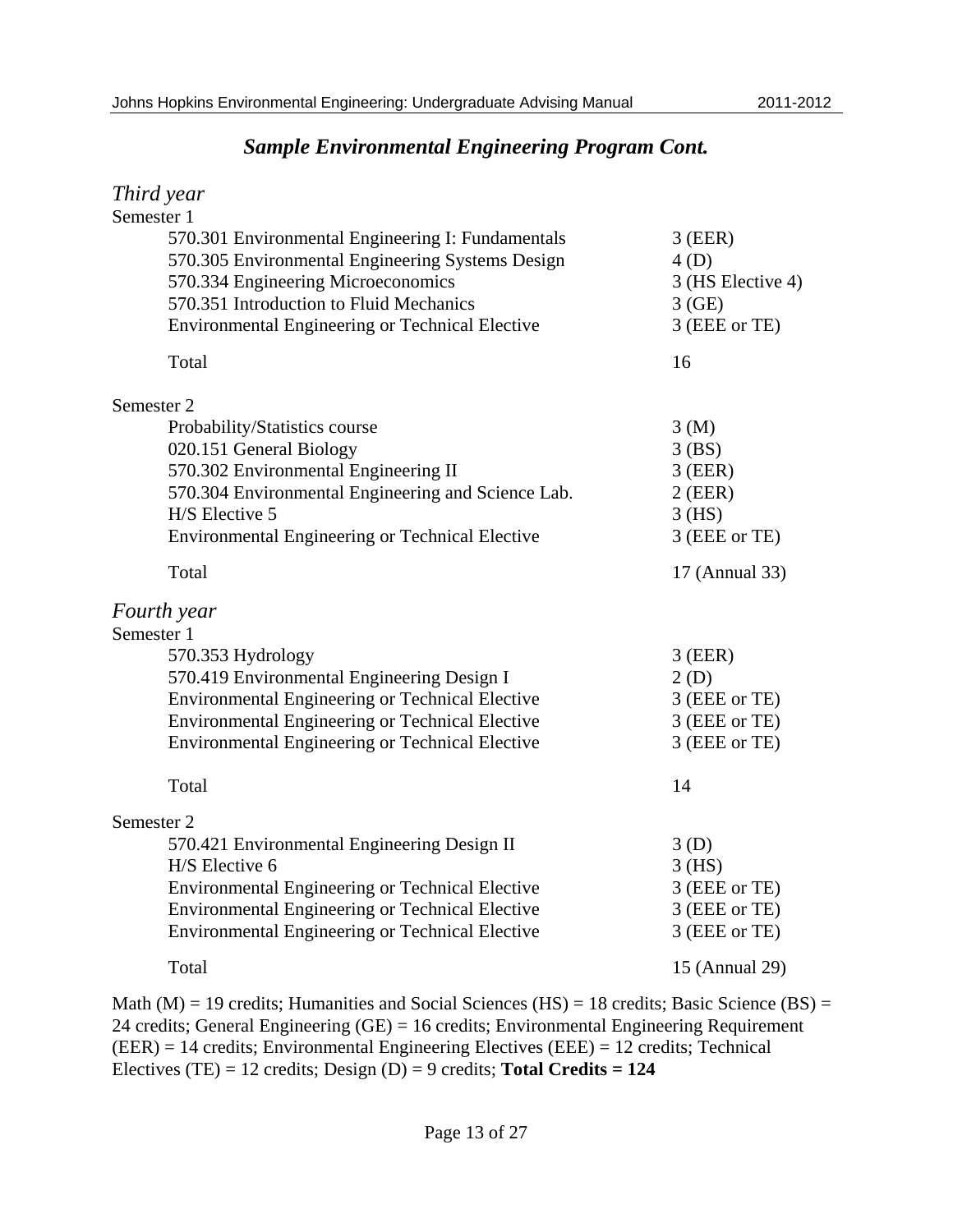## *Sample Environmental Engineering Program Cont.*

### *Third year*

Semester 1

| Course | Credits |
|---|---|
| 570.301 Environmental Engineering I: Fundamentals | 3 (EER) |
| 570.305 Environmental Engineering Systems Design | 4 (D) |
| 570.334 Engineering Microeconomics | 3 (HS Elective 4) |
| 570.351 Introduction to Fluid Mechanics | 3 (GE) |
| Environmental Engineering or Technical Elective | 3 (EEE or TE) |
| Total | 16 |

Semester 2

| Course | Credits |
|---|---|
| Probability/Statistics course | 3 (M) |
| 020.151 General Biology | 3 (BS) |
| 570.302 Environmental Engineering II | 3 (EER) |
| 570.304 Environmental Engineering and Science Lab. | 2 (EER) |
| H/S Elective 5 | 3 (HS) |
| Environmental Engineering or Technical Elective | 3 (EEE or TE) |
| Total | 17 (Annual 33) |

### *Fourth year*

Semester 1

| Course | Credits |
|---|---|
| 570.353 Hydrology | 3 (EER) |
| 570.419 Environmental Engineering Design I | 2 (D) |
| Environmental Engineering or Technical Elective | 3 (EEE or TE) |
| Environmental Engineering or Technical Elective | 3 (EEE or TE) |
| Environmental Engineering or Technical Elective | 3 (EEE or TE) |
| Total | 14 |

Semester 2

| Course | Credits |
|---|---|
| 570.421 Environmental Engineering Design II | 3 (D) |
| H/S Elective 6 | 3 (HS) |
| Environmental Engineering or Technical Elective | 3 (EEE or TE) |
| Environmental Engineering or Technical Elective | 3 (EEE or TE) |
| Environmental Engineering or Technical Elective | 3 (EEE or TE) |
| Total | 15 (Annual 29) |

Math (M) = 19 credits; Humanities and Social Sciences (HS) = 18 credits; Basic Science (BS) = 24 credits; General Engineering (GE) = 16 credits; Environmental Engineering Requirement (EER) = 14 credits; Environmental Engineering Electives (EEE) = 12 credits; Technical Electives (TE) = 12 credits; Design (D) = 9 credits; **Total Credits = 124**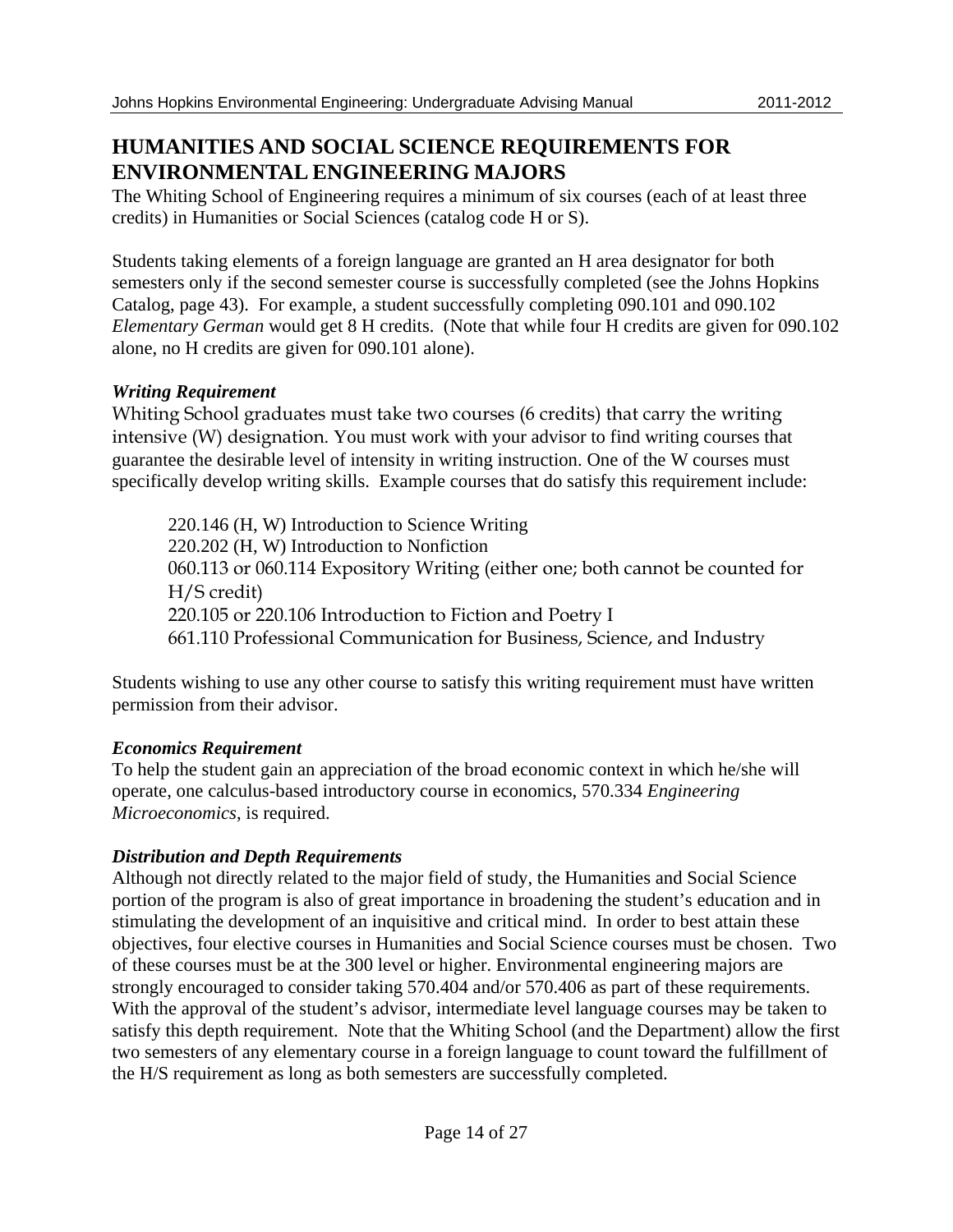## HUMANITIES AND SOCIAL SCIENCE REQUIREMENTS FOR ENVIRONMENTAL ENGINEERING MAJORS

The Whiting School of Engineering requires a minimum of six courses (each of at least three credits) in Humanities or Social Sciences (catalog code H or S).

Students taking elements of a foreign language are granted an H area designator for both semesters only if the second semester course is successfully completed (see the Johns Hopkins Catalog, page 43). For example, a student successfully completing 090.101 and 090.102 *Elementary German* would get 8 H credits. (Note that while four H credits are given for 090.102 alone, no H credits are given for 090.101 alone).

### *Writing Requirement*

Whiting School graduates must take two courses (6 credits) that carry the writing intensive (W) designation. You must work with your advisor to find writing courses that guarantee the desirable level of intensity in writing instruction. One of the W courses must specifically develop writing skills. Example courses that do satisfy this requirement include:

- 220.146 (H, W) Introduction to Science Writing
- 220.202 (H, W) Introduction to Nonfiction
- 060.113 or 060.114 Expository Writing (either one; both cannot be counted for H/S credit)
- 220.105 or 220.106 Introduction to Fiction and Poetry I
- 661.110 Professional Communication for Business, Science, and Industry

Students wishing to use any other course to satisfy this writing requirement must have written permission from their advisor.

### *Economics Requirement*

To help the student gain an appreciation of the broad economic context in which he/she will operate, one calculus-based introductory course in economics, 570.334 *Engineering Microeconomics*, is required.

### *Distribution and Depth Requirements*

Although not directly related to the major field of study, the Humanities and Social Science portion of the program is also of great importance in broadening the student's education and in stimulating the development of an inquisitive and critical mind. In order to best attain these objectives, four elective courses in Humanities and Social Science courses must be chosen. Two of these courses must be at the 300 level or higher. Environmental engineering majors are strongly encouraged to consider taking 570.404 and/or 570.406 as part of these requirements. With the approval of the student's advisor, intermediate level language courses may be taken to satisfy this depth requirement. Note that the Whiting School (and the Department) allow the first two semesters of any elementary course in a foreign language to count toward the fulfillment of the H/S requirement as long as both semesters are successfully completed.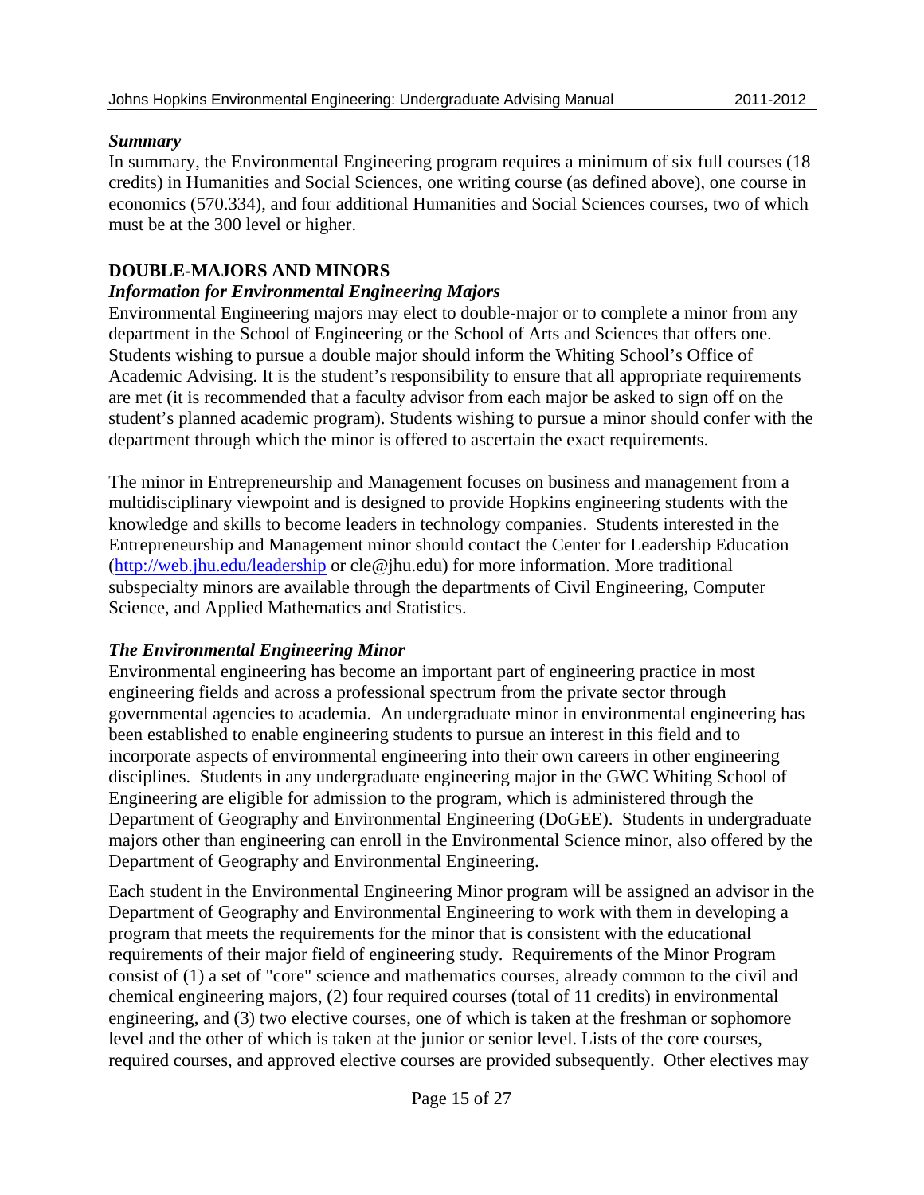### *Summary*

In summary, the Environmental Engineering program requires a minimum of six full courses (18 credits) in Humanities and Social Sciences, one writing course (as defined above), one course in economics (570.334), and four additional Humanities and Social Sciences courses, two of which must be at the 300 level or higher.

## DOUBLE-MAJORS AND MINORS

### *Information for Environmental Engineering Majors*

Environmental Engineering majors may elect to double-major or to complete a minor from any department in the School of Engineering or the School of Arts and Sciences that offers one. Students wishing to pursue a double major should inform the Whiting School's Office of Academic Advising. It is the student's responsibility to ensure that all appropriate requirements are met (it is recommended that a faculty advisor from each major be asked to sign off on the student's planned academic program). Students wishing to pursue a minor should confer with the department through which the minor is offered to ascertain the exact requirements.

The minor in Entrepreneurship and Management focuses on business and management from a multidisciplinary viewpoint and is designed to provide Hopkins engineering students with the knowledge and skills to become leaders in technology companies. Students interested in the Entrepreneurship and Management minor should contact the Center for Leadership Education (http://web.jhu.edu/leadership or cle@jhu.edu) for more information. More traditional subspecialty minors are available through the departments of Civil Engineering, Computer Science, and Applied Mathematics and Statistics.

### *The Environmental Engineering Minor*

Environmental engineering has become an important part of engineering practice in most engineering fields and across a professional spectrum from the private sector through governmental agencies to academia. An undergraduate minor in environmental engineering has been established to enable engineering students to pursue an interest in this field and to incorporate aspects of environmental engineering into their own careers in other engineering disciplines. Students in any undergraduate engineering major in the GWC Whiting School of Engineering are eligible for admission to the program, which is administered through the Department of Geography and Environmental Engineering (DoGEE). Students in undergraduate majors other than engineering can enroll in the Environmental Science minor, also offered by the Department of Geography and Environmental Engineering.

Each student in the Environmental Engineering Minor program will be assigned an advisor in the Department of Geography and Environmental Engineering to work with them in developing a program that meets the requirements for the minor that is consistent with the educational requirements of their major field of engineering study. Requirements of the Minor Program consist of (1) a set of "core" science and mathematics courses, already common to the civil and chemical engineering majors, (2) four required courses (total of 11 credits) in environmental engineering, and (3) two elective courses, one of which is taken at the freshman or sophomore level and the other of which is taken at the junior or senior level. Lists of the core courses, required courses, and approved elective courses are provided subsequently. Other electives may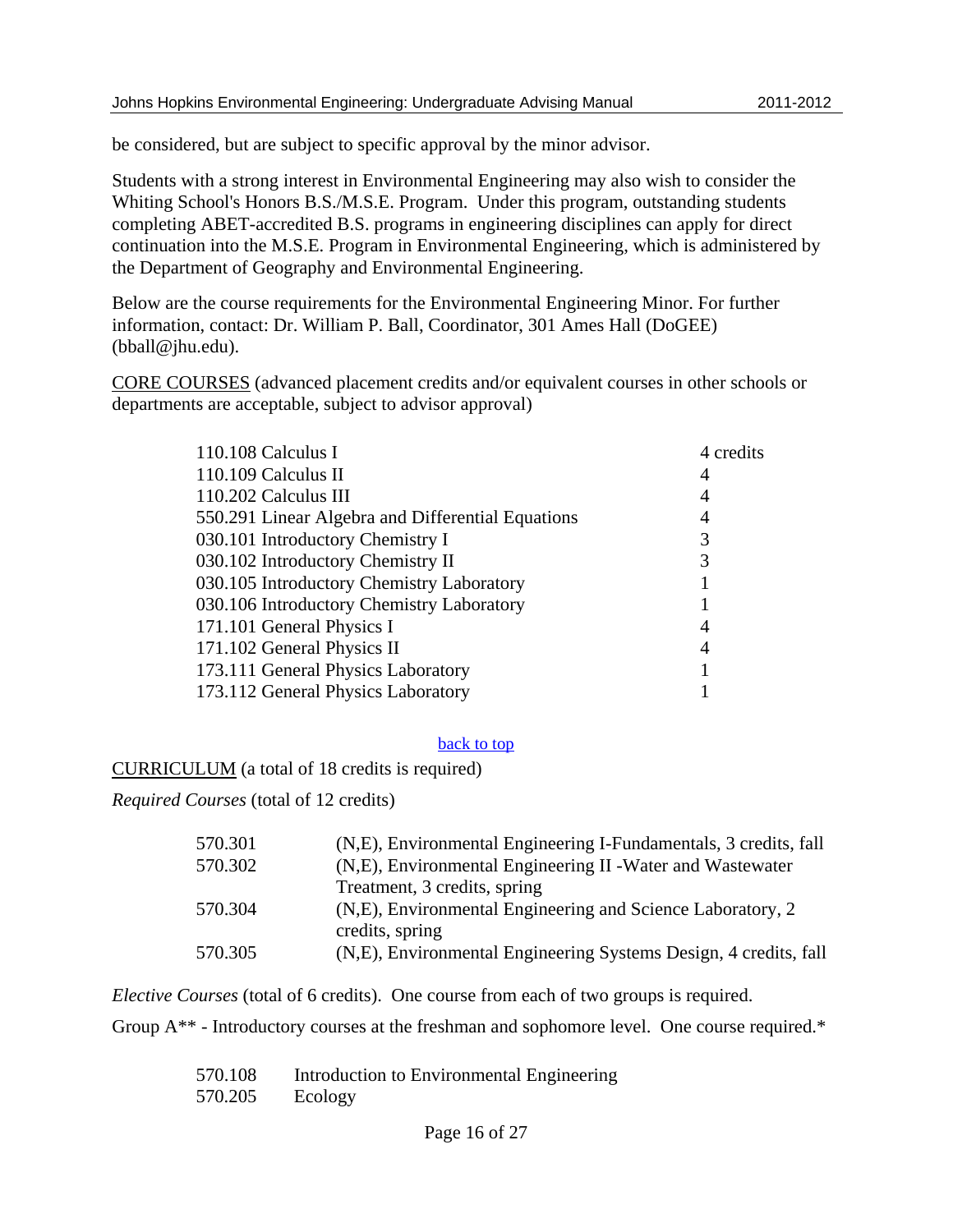be considered, but are subject to specific approval by the minor advisor.

Students with a strong interest in Environmental Engineering may also wish to consider the Whiting School's Honors B.S./M.S.E. Program. Under this program, outstanding students completing ABET-accredited B.S. programs in engineering disciplines can apply for direct continuation into the M.S.E. Program in Environmental Engineering, which is administered by the Department of Geography and Environmental Engineering.

Below are the course requirements for the Environmental Engineering Minor. For further information, contact: Dr. William P. Ball, Coordinator, 301 Ames Hall (DoGEE) (bball@jhu.edu).

CORE COURSES (advanced placement credits and/or equivalent courses in other schools or departments are acceptable, subject to advisor approval)

| Course | Credits |
|---|---|
| 110.108 Calculus I | 4 credits |
| 110.109 Calculus II | 4 |
| 110.202 Calculus III | 4 |
| 550.291 Linear Algebra and Differential Equations | 4 |
| 030.101 Introductory Chemistry I | 3 |
| 030.102 Introductory Chemistry II | 3 |
| 030.105 Introductory Chemistry Laboratory | 1 |
| 030.106 Introductory Chemistry Laboratory | 1 |
| 171.101 General Physics I | 4 |
| 171.102 General Physics II | 4 |
| 173.111 General Physics Laboratory | 1 |
| 173.112 General Physics Laboratory | 1 |

back to top

CURRICULUM (a total of 18 credits is required)

*Required Courses* (total of 12 credits)

| Course | Description |
|---|---|
| 570.301 | (N,E), Environmental Engineering I-Fundamentals, 3 credits, fall |
| 570.302 | (N,E), Environmental Engineering II -Water and Wastewater Treatment, 3 credits, spring |
| 570.304 | (N,E), Environmental Engineering and Science Laboratory, 2 credits, spring |
| 570.305 | (N,E), Environmental Engineering Systems Design, 4 credits, fall |

*Elective Courses* (total of 6 credits). One course from each of two groups is required.

Group A** - Introductory courses at the freshman and sophomore level. One course required.*

| Course | Title |
|---|---|
| 570.108 | Introduction to Environmental Engineering |
| 570.205 | Ecology |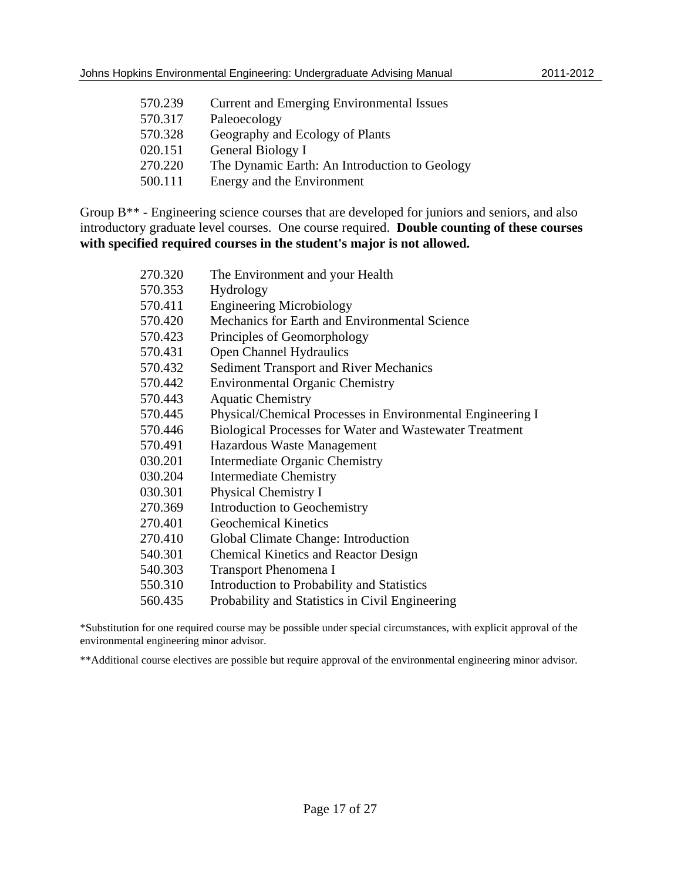| | |
|---|---|
| 570.239 | Current and Emerging Environmental Issues |
| 570.317 | Paleoecology |
| 570.328 | Geography and Ecology of Plants |
| 020.151 | General Biology I |
| 270.220 | The Dynamic Earth: An Introduction to Geology |
| 500.111 | Energy and the Environment |

Group B** - Engineering science courses that are developed for juniors and seniors, and also introductory graduate level courses. One course required. **Double counting of these courses with specified required courses in the student's major is not allowed.**

| | |
|---|---|
| 270.320 | The Environment and your Health |
| 570.353 | Hydrology |
| 570.411 | Engineering Microbiology |
| 570.420 | Mechanics for Earth and Environmental Science |
| 570.423 | Principles of Geomorphology |
| 570.431 | Open Channel Hydraulics |
| 570.432 | Sediment Transport and River Mechanics |
| 570.442 | Environmental Organic Chemistry |
| 570.443 | Aquatic Chemistry |
| 570.445 | Physical/Chemical Processes in Environmental Engineering I |
| 570.446 | Biological Processes for Water and Wastewater Treatment |
| 570.491 | Hazardous Waste Management |
| 030.201 | Intermediate Organic Chemistry |
| 030.204 | Intermediate Chemistry |
| 030.301 | Physical Chemistry I |
| 270.369 | Introduction to Geochemistry |
| 270.401 | Geochemical Kinetics |
| 270.410 | Global Climate Change: Introduction |
| 540.301 | Chemical Kinetics and Reactor Design |
| 540.303 | Transport Phenomena I |
| 550.310 | Introduction to Probability and Statistics |
| 560.435 | Probability and Statistics in Civil Engineering |

*Substitution for one required course may be possible under special circumstances, with explicit approval of the environmental engineering minor advisor.

**Additional course electives are possible but require approval of the environmental engineering minor advisor.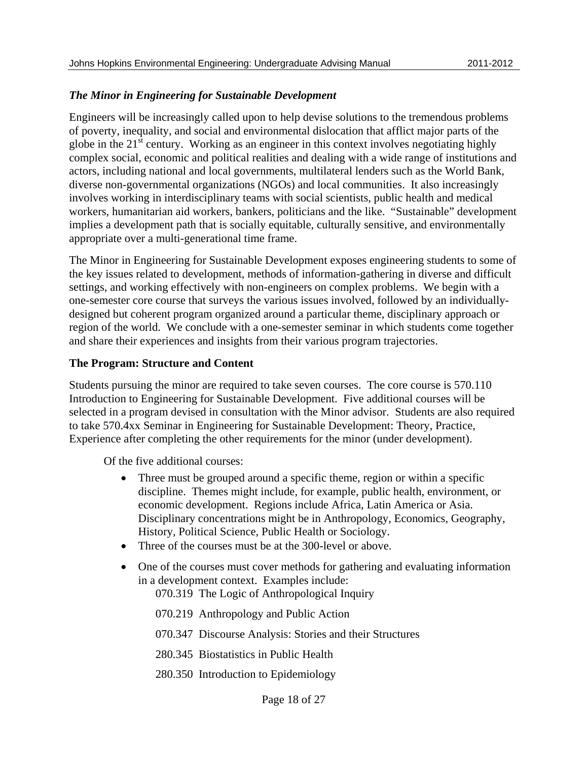### *The Minor in Engineering for Sustainable Development*

Engineers will be increasingly called upon to help devise solutions to the tremendous problems of poverty, inequality, and social and environmental dislocation that afflict major parts of the globe in the 21st century. Working as an engineer in this context involves negotiating highly complex social, economic and political realities and dealing with a wide range of institutions and actors, including national and local governments, multilateral lenders such as the World Bank, diverse non-governmental organizations (NGOs) and local communities. It also increasingly involves working in interdisciplinary teams with social scientists, public health and medical workers, humanitarian aid workers, bankers, politicians and the like. "Sustainable" development implies a development path that is socially equitable, culturally sensitive, and environmentally appropriate over a multi-generational time frame.

The Minor in Engineering for Sustainable Development exposes engineering students to some of the key issues related to development, methods of information-gathering in diverse and difficult settings, and working effectively with non-engineers on complex problems. We begin with a one-semester core course that surveys the various issues involved, followed by an individually-designed but coherent program organized around a particular theme, disciplinary approach or region of the world. We conclude with a one-semester seminar in which students come together and share their experiences and insights from their various program trajectories.

#### The Program: Structure and Content

Students pursuing the minor are required to take seven courses. The core course is 570.110 Introduction to Engineering for Sustainable Development. Five additional courses will be selected in a program devised in consultation with the Minor advisor. Students are also required to take 570.4xx Seminar in Engineering for Sustainable Development: Theory, Practice, Experience after completing the other requirements for the minor (under development).

Of the five additional courses:

- Three must be grouped around a specific theme, region or within a specific discipline. Themes might include, for example, public health, environment, or economic development. Regions include Africa, Latin America or Asia. Disciplinary concentrations might be in Anthropology, Economics, Geography, History, Political Science, Public Health or Sociology.
- Three of the courses must be at the 300-level or above.
- One of the courses must cover methods for gathering and evaluating information in a development context. Examples include:

  070.319 The Logic of Anthropological Inquiry

  070.219 Anthropology and Public Action

  070.347 Discourse Analysis: Stories and their Structures

  280.345 Biostatistics in Public Health

  280.350 Introduction to Epidemiology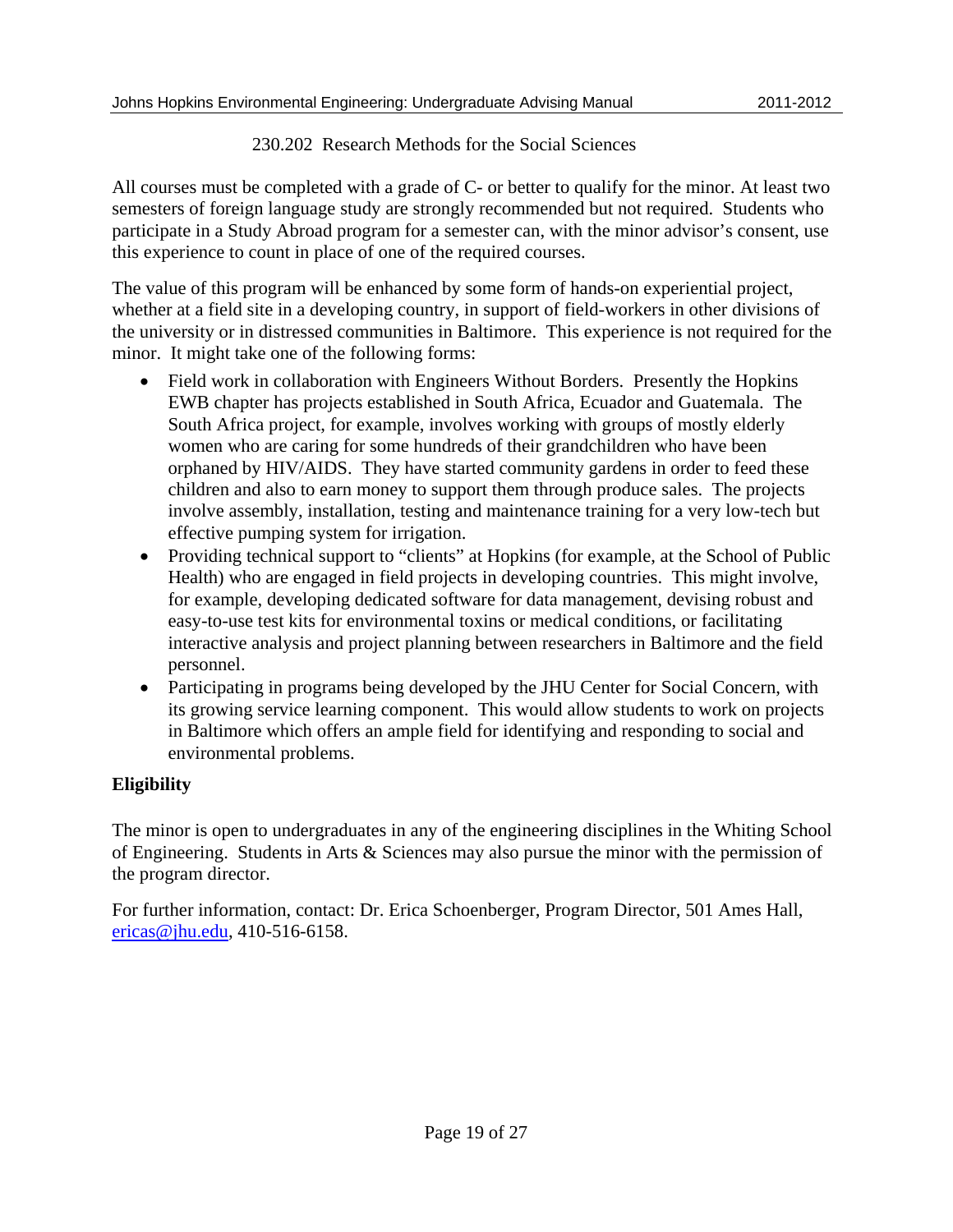230.202 Research Methods for the Social Sciences

All courses must be completed with a grade of C- or better to qualify for the minor. At least two semesters of foreign language study are strongly recommended but not required. Students who participate in a Study Abroad program for a semester can, with the minor advisor's consent, use this experience to count in place of one of the required courses.

The value of this program will be enhanced by some form of hands-on experiential project, whether at a field site in a developing country, in support of field-workers in other divisions of the university or in distressed communities in Baltimore. This experience is not required for the minor. It might take one of the following forms:

- Field work in collaboration with Engineers Without Borders. Presently the Hopkins EWB chapter has projects established in South Africa, Ecuador and Guatemala. The South Africa project, for example, involves working with groups of mostly elderly women who are caring for some hundreds of their grandchildren who have been orphaned by HIV/AIDS. They have started community gardens in order to feed these children and also to earn money to support them through produce sales. The projects involve assembly, installation, testing and maintenance training for a very low-tech but effective pumping system for irrigation.
- Providing technical support to "clients" at Hopkins (for example, at the School of Public Health) who are engaged in field projects in developing countries. This might involve, for example, developing dedicated software for data management, devising robust and easy-to-use test kits for environmental toxins or medical conditions, or facilitating interactive analysis and project planning between researchers in Baltimore and the field personnel.
- Participating in programs being developed by the JHU Center for Social Concern, with its growing service learning component. This would allow students to work on projects in Baltimore which offers an ample field for identifying and responding to social and environmental problems.

**Eligibility**

The minor is open to undergraduates in any of the engineering disciplines in the Whiting School of Engineering. Students in Arts & Sciences may also pursue the minor with the permission of the program director.

For further information, contact: Dr. Erica Schoenberger, Program Director, 501 Ames Hall, ericas@jhu.edu, 410-516-6158.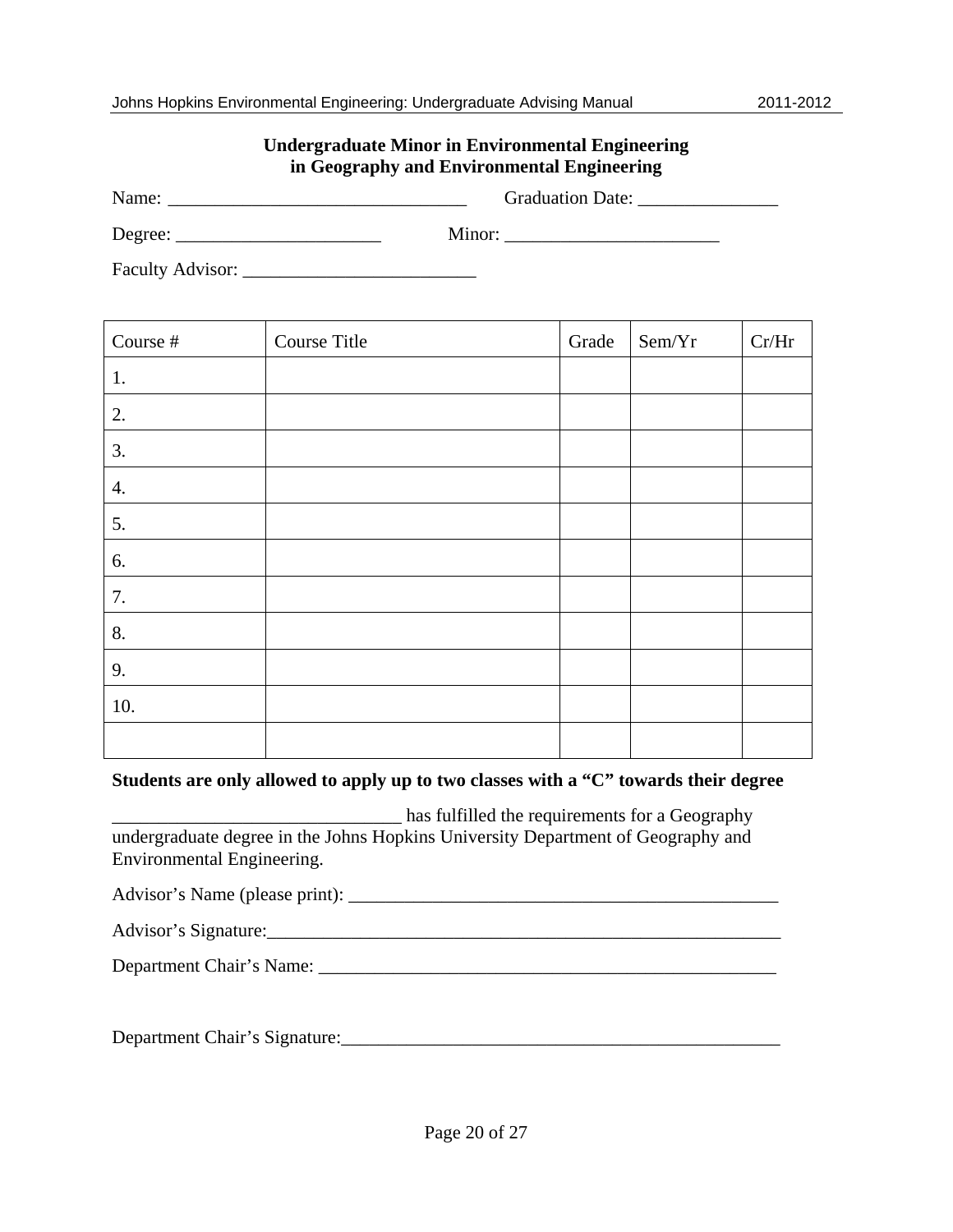**Undergraduate Minor in Environmental Engineering in Geography and Environmental Engineering**

Name: _________________________________ Graduation Date: _______________

Degree: ______________________ Minor: _______________________

Faculty Advisor: _________________________

| Course # | Course Title | Grade | Sem/Yr | Cr/Hr |
|---|---|---|---|---|
| 1. | | | | |
| 2. | | | | |
| 3. | | | | |
| 4. | | | | |
| 5. | | | | |
| 6. | | | | |
| 7. | | | | |
| 8. | | | | |
| 9. | | | | |
| 10. | | | | |
| | | | | |

**Students are only allowed to apply up to two classes with a "C" towards their degree**

_______________________________ has fulfilled the requirements for a Geography undergraduate degree in the Johns Hopkins University Department of Geography and Environmental Engineering.

Advisor's Name (please print): _______________________________________________

Advisor's Signature:_________________________________________________________

Department Chair's Name: __________________________________________________

Department Chair's Signature:_______________________________________________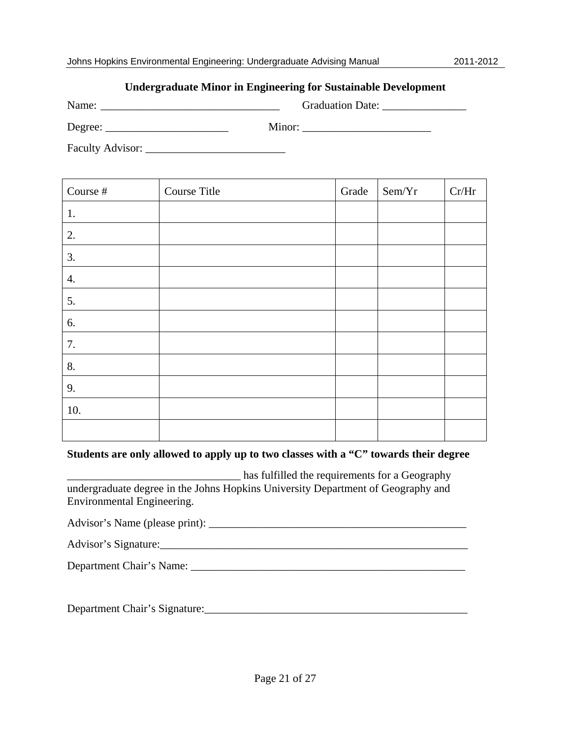## Undergraduate Minor in Engineering for Sustainable Development

Name: _________________________________ Graduation Date: _______________

Degree: ______________________ Minor: _______________________

Faculty Advisor: _________________________

| Course # | Course Title | Grade | Sem/Yr | Cr/Hr |
|---|---|---|---|---|
| 1. | | | | |
| 2. | | | | |
| 3. | | | | |
| 4. | | | | |
| 5. | | | | |
| 6. | | | | |
| 7. | | | | |
| 8. | | | | |
| 9. | | | | |
| 10. | | | | |
| | | | | |

**Students are only allowed to apply up to two classes with a "C" towards their degree**

_______________________________ has fulfilled the requirements for a Geography undergraduate degree in the Johns Hopkins University Department of Geography and Environmental Engineering.

Advisor's Name (please print): _______________________________________________

Advisor's Signature:_________________________________________________________

Department Chair's Name: __________________________________________________

Department Chair's Signature:________________________________________________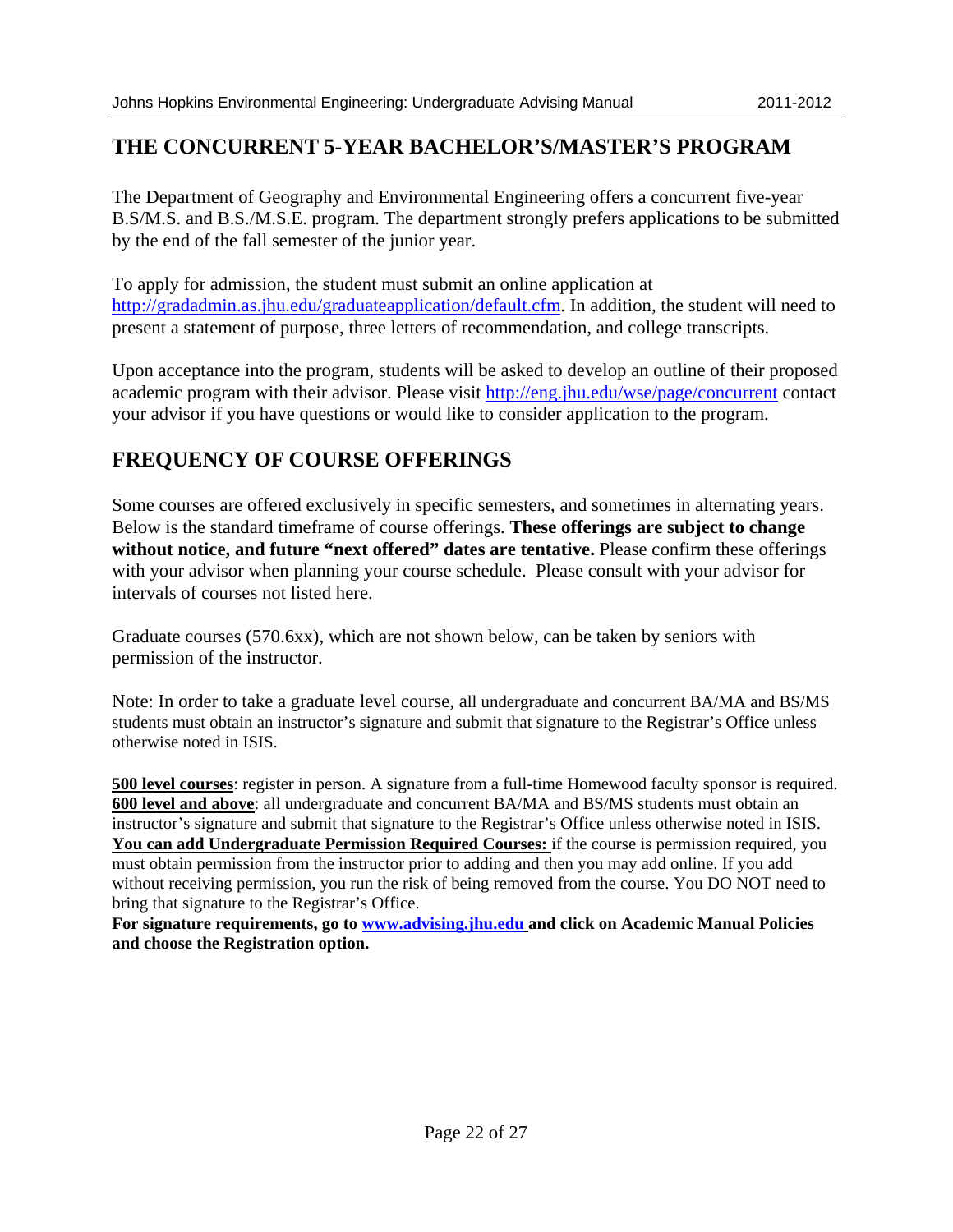## THE CONCURRENT 5-YEAR BACHELOR'S/MASTER'S PROGRAM

The Department of Geography and Environmental Engineering offers a concurrent five-year B.S/M.S. and B.S./M.S.E. program. The department strongly prefers applications to be submitted by the end of the fall semester of the junior year.

To apply for admission, the student must submit an online application at http://gradadmin.as.jhu.edu/graduateapplication/default.cfm. In addition, the student will need to present a statement of purpose, three letters of recommendation, and college transcripts.

Upon acceptance into the program, students will be asked to develop an outline of their proposed academic program with their advisor. Please visit http://eng.jhu.edu/wse/page/concurrent contact your advisor if you have questions or would like to consider application to the program.

## FREQUENCY OF COURSE OFFERINGS

Some courses are offered exclusively in specific semesters, and sometimes in alternating years. Below is the standard timeframe of course offerings. **These offerings are subject to change without notice, and future "next offered" dates are tentative.** Please confirm these offerings with your advisor when planning your course schedule. Please consult with your advisor for intervals of courses not listed here.

Graduate courses (570.6xx), which are not shown below, can be taken by seniors with permission of the instructor.

Note: In order to take a graduate level course, all undergraduate and concurrent BA/MA and BS/MS students must obtain an instructor's signature and submit that signature to the Registrar's Office unless otherwise noted in ISIS.

**500 level courses**: register in person. A signature from a full-time Homewood faculty sponsor is required.
**600 level and above**: all undergraduate and concurrent BA/MA and BS/MS students must obtain an instructor's signature and submit that signature to the Registrar's Office unless otherwise noted in ISIS.
**You can add Undergraduate Permission Required Courses:** if the course is permission required, you must obtain permission from the instructor prior to adding and then you may add online. If you add without receiving permission, you run the risk of being removed from the course. You DO NOT need to bring that signature to the Registrar's Office.
**For signature requirements, go to www.advising.jhu.edu and click on Academic Manual Policies and choose the Registration option.**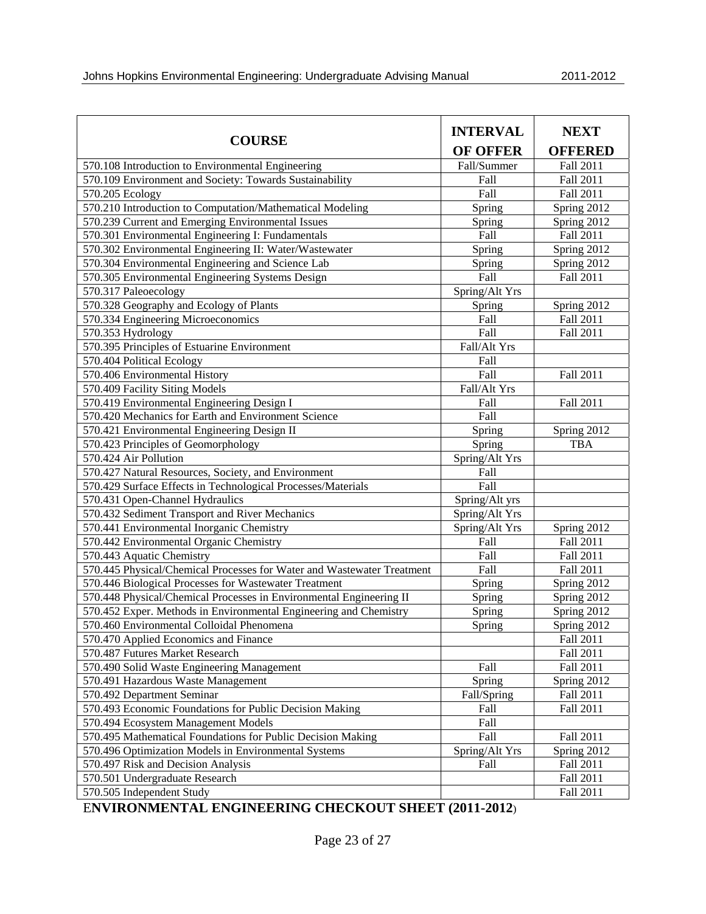| COURSE | INTERVAL OF OFFER | NEXT OFFERED |
|---|---|---|
| 570.108 Introduction to Environmental Engineering | Fall/Summer | Fall 2011 |
| 570.109 Environment and Society: Towards Sustainability | Fall | Fall 2011 |
| 570.205 Ecology | Fall | Fall 2011 |
| 570.210 Introduction to Computation/Mathematical Modeling | Spring | Spring 2012 |
| 570.239 Current and Emerging Environmental Issues | Spring | Spring 2012 |
| 570.301 Environmental Engineering I: Fundamentals | Fall | Fall 2011 |
| 570.302 Environmental Engineering II: Water/Wastewater | Spring | Spring 2012 |
| 570.304 Environmental Engineering and Science Lab | Spring | Spring 2012 |
| 570.305 Environmental Engineering Systems Design | Fall | Fall 2011 |
| 570.317 Paleoecology | Spring/Alt Yrs | |
| 570.328 Geography and Ecology of Plants | Spring | Spring 2012 |
| 570.334 Engineering Microeconomics | Fall | Fall 2011 |
| 570.353 Hydrology | Fall | Fall 2011 |
| 570.395 Principles of Estuarine Environment | Fall/Alt Yrs | |
| 570.404 Political Ecology | Fall | |
| 570.406 Environmental History | Fall | Fall 2011 |
| 570.409 Facility Siting Models | Fall/Alt Yrs | |
| 570.419 Environmental Engineering Design I | Fall | Fall 2011 |
| 570.420 Mechanics for Earth and Environment Science | Fall | |
| 570.421 Environmental Engineering Design II | Spring | Spring 2012 |
| 570.423 Principles of Geomorphology | Spring | TBA |
| 570.424 Air Pollution | Spring/Alt Yrs | |
| 570.427 Natural Resources, Society, and Environment | Fall | |
| 570.429 Surface Effects in Technological Processes/Materials | Fall | |
| 570.431 Open-Channel Hydraulics | Spring/Alt yrs | |
| 570.432 Sediment Transport and River Mechanics | Spring/Alt Yrs | |
| 570.441 Environmental Inorganic Chemistry | Spring/Alt Yrs | Spring 2012 |
| 570.442 Environmental Organic Chemistry | Fall | Fall 2011 |
| 570.443 Aquatic Chemistry | Fall | Fall 2011 |
| 570.445 Physical/Chemical Processes for Water and Wastewater Treatment | Fall | Fall 2011 |
| 570.446 Biological Processes for Wastewater Treatment | Spring | Spring 2012 |
| 570.448 Physical/Chemical Processes in Environmental Engineering II | Spring | Spring 2012 |
| 570.452 Exper. Methods in Environmental Engineering and Chemistry | Spring | Spring 2012 |
| 570.460 Environmental Colloidal Phenomena | Spring | Spring 2012 |
| 570.470 Applied Economics and Finance | | Fall 2011 |
| 570.487 Futures Market Research | | Fall 2011 |
| 570.490 Solid Waste Engineering Management | Fall | Fall 2011 |
| 570.491 Hazardous Waste Management | Spring | Spring 2012 |
| 570.492 Department Seminar | Fall/Spring | Fall 2011 |
| 570.493 Economic Foundations for Public Decision Making | Fall | Fall 2011 |
| 570.494 Ecosystem Management Models | Fall | |
| 570.495 Mathematical Foundations for Public Decision Making | Fall | Fall 2011 |
| 570.496 Optimization Models in Environmental Systems | Spring/Alt Yrs | Spring 2012 |
| 570.497 Risk and Decision Analysis | Fall | Fall 2011 |
| 570.501 Undergraduate Research | | Fall 2011 |
| 570.505 Independent Study | | Fall 2011 |

**ENVIRONMENTAL ENGINEERING CHECKOUT SHEET (2011-2012)**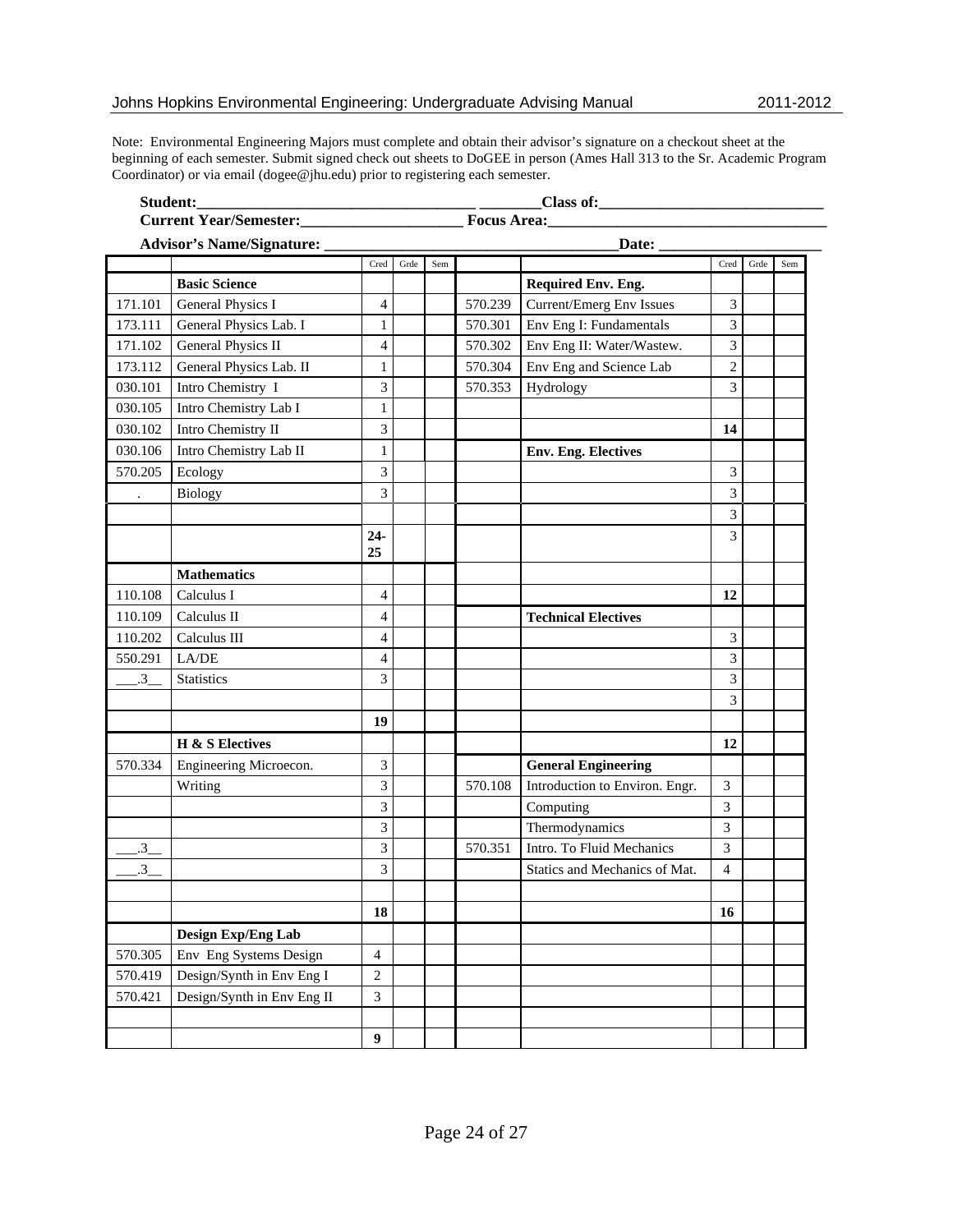Note: Environmental Engineering Majors must complete and obtain their advisor's signature on a checkout sheet at the beginning of each semester. Submit signed check out sheets to DoGEE in person (Ames Hall 313 to the Sr. Academic Program Coordinator) or via email (dogee@jhu.edu) prior to registering each semester.

**Student:**___________________________________ ________**Class of:**_____________________________
**Current Year/Semester:**____________________ **Focus Area:**___________________________________
**Advisor's Name/Signature:** ____________________________________**Date:** ____________________

| | | Cred | Grde | Sem | | | Cred | Grde | Sem |
|---|---|---|---|---|---|---|---|---|---|
| | **Basic Science** | | | | | **Required Env. Eng.** | | | |
| 171.101 | General Physics I | 4 | | | 570.239 | Current/Emerg Env Issues | 3 | | |
| 173.111 | General Physics Lab. I | 1 | | | 570.301 | Env Eng I: Fundamentals | 3 | | |
| 171.102 | General Physics II | 4 | | | 570.302 | Env Eng II: Water/Wastew. | 3 | | |
| 173.112 | General Physics Lab. II | 1 | | | 570.304 | Env Eng and Science Lab | 2 | | |
| 030.101 | Intro Chemistry I | 3 | | | 570.353 | Hydrology | 3 | | |
| 030.105 | Intro Chemistry Lab I | 1 | | | | | | | |
| 030.102 | Intro Chemistry II | 3 | | | | | **14** | | |
| 030.106 | Intro Chemistry Lab II | 1 | | | | **Env. Eng. Electives** | | | |
| 570.205 | Ecology | 3 | | | | | 3 | | |
| . | Biology | 3 | | | | | 3 | | |
| | | | | | | | 3 | | |
| | | **24-25** | | | | | 3 | | |
| | **Mathematics** | | | | | | | | |
| 110.108 | Calculus I | 4 | | | | | **12** | | |
| 110.109 | Calculus II | 4 | | | | **Technical Electives** | | | |
| 110.202 | Calculus III | 4 | | | | | 3 | | |
| 550.291 | LA/DE | 4 | | | | | 3 | | |
| ___.3__ | Statistics | 3 | | | | | 3 | | |
| | | | | | | | 3 | | |
| | | **19** | | | | | | | |
| | **H & S Electives** | | | | | | **12** | | |
| 570.334 | Engineering Microecon. | 3 | | | | **General Engineering** | | | |
| | Writing | 3 | | | 570.108 | Introduction to Environ. Engr. | 3 | | |
| | | 3 | | | | Computing | 3 | | |
| | | 3 | | | | Thermodynamics | 3 | | |
| ___.3__ | | 3 | | | 570.351 | Intro. To Fluid Mechanics | 3 | | |
| ___.3__ | | 3 | | | | Statics and Mechanics of Mat. | 4 | | |
| | | | | | | | | | |
| | | **18** | | | | | **16** | | |
| | **Design Exp/Eng Lab** | | | | | | | | |
| 570.305 | Env Eng Systems Design | 4 | | | | | | | |
| 570.419 | Design/Synth in Env Eng I | 2 | | | | | | | |
| 570.421 | Design/Synth in Env Eng II | 3 | | | | | | | |
| | | | | | | | | | |
| | | **9** | | | | | | | |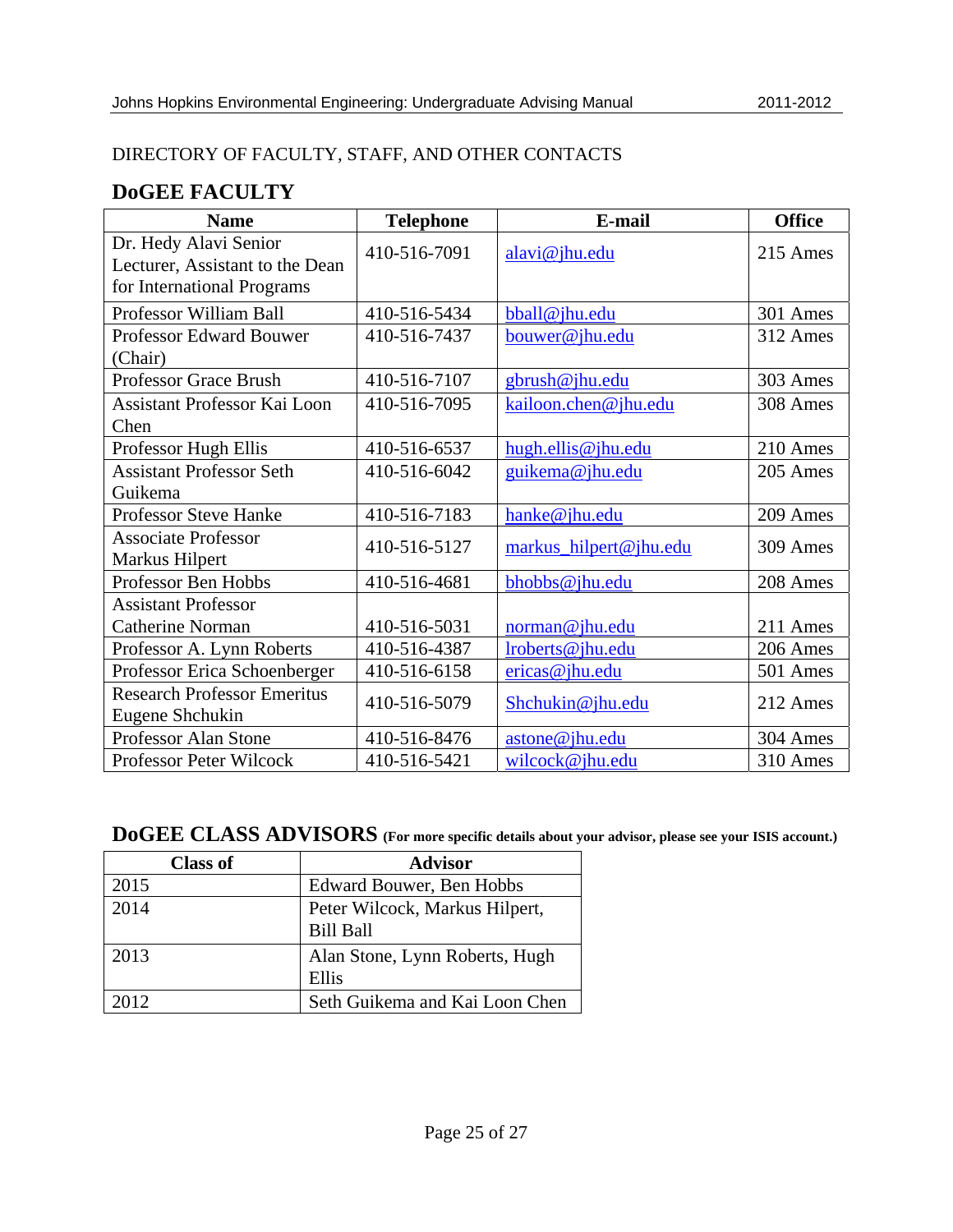DIRECTORY OF FACULTY, STAFF, AND OTHER CONTACTS

## DoGEE FACULTY

| Name | Telephone | E-mail | Office |
|---|---|---|---|
| Dr. Hedy Alavi Senior Lecturer, Assistant to the Dean for International Programs | 410-516-7091 | alavi@jhu.edu | 215 Ames |
| Professor William Ball | 410-516-5434 | bball@jhu.edu | 301 Ames |
| Professor Edward Bouwer (Chair) | 410-516-7437 | bouwer@jhu.edu | 312 Ames |
| Professor Grace Brush | 410-516-7107 | gbrush@jhu.edu | 303 Ames |
| Assistant Professor Kai Loon Chen | 410-516-7095 | kailoon.chen@jhu.edu | 308 Ames |
| Professor Hugh Ellis | 410-516-6537 | hugh.ellis@jhu.edu | 210 Ames |
| Assistant Professor Seth Guikema | 410-516-6042 | guikema@jhu.edu | 205 Ames |
| Professor Steve Hanke | 410-516-7183 | hanke@jhu.edu | 209 Ames |
| Associate Professor Markus Hilpert | 410-516-5127 | markus_hilpert@jhu.edu | 309 Ames |
| Professor Ben Hobbs | 410-516-4681 | bhobbs@jhu.edu | 208 Ames |
| Assistant Professor Catherine Norman | 410-516-5031 | norman@jhu.edu | 211 Ames |
| Professor A. Lynn Roberts | 410-516-4387 | lroberts@jhu.edu | 206 Ames |
| Professor Erica Schoenberger | 410-516-6158 | ericas@jhu.edu | 501 Ames |
| Research Professor Emeritus Eugene Shchukin | 410-516-5079 | Shchukin@jhu.edu | 212 Ames |
| Professor Alan Stone | 410-516-8476 | astone@jhu.edu | 304 Ames |
| Professor Peter Wilcock | 410-516-5421 | wilcock@jhu.edu | 310 Ames |

## DoGEE CLASS ADVISORS (For more specific details about your advisor, please see your ISIS account.)

| Class of | Advisor |
|---|---|
| 2015 | Edward Bouwer, Ben Hobbs |
| 2014 | Peter Wilcock, Markus Hilpert, Bill Ball |
| 2013 | Alan Stone, Lynn Roberts, Hugh Ellis |
| 2012 | Seth Guikema and Kai Loon Chen |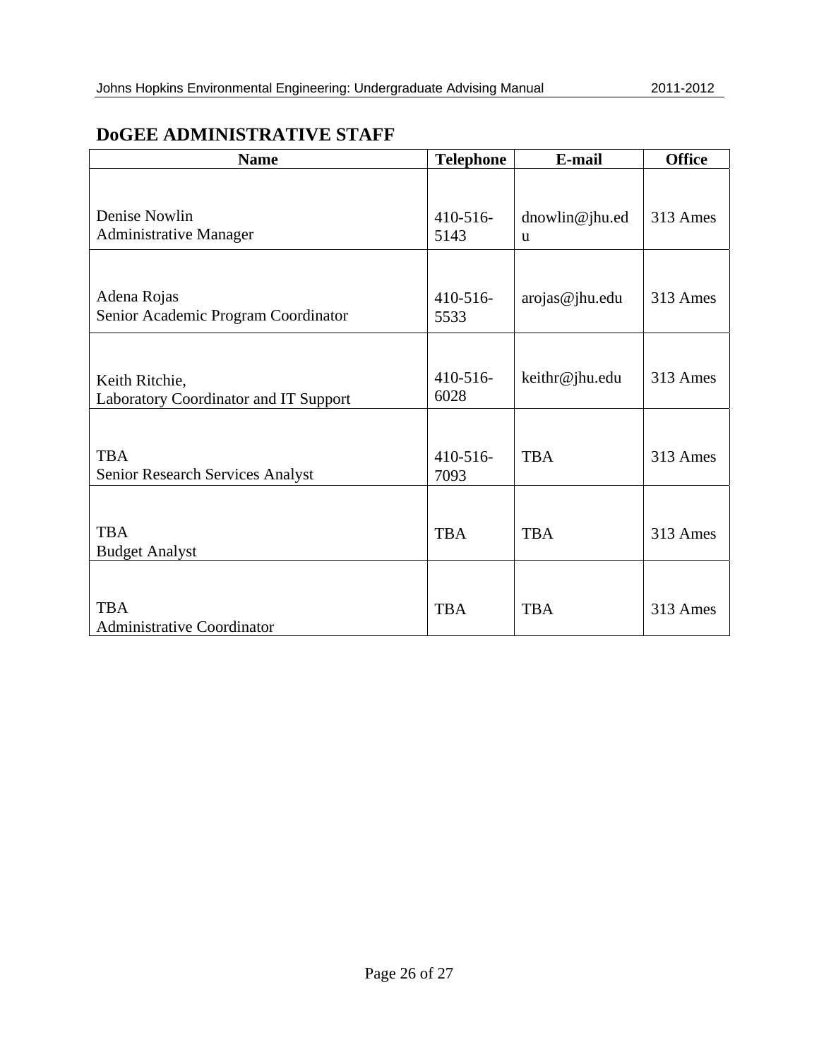## DoGEE ADMINISTRATIVE STAFF

| Name | Telephone | E-mail | Office |
|---|---|---|---|
| Denise Nowlin<br>Administrative Manager | 410-516-5143 | dnowlin@jhu.edu | 313 Ames |
| Adena Rojas<br>Senior Academic Program Coordinator | 410-516-5533 | arojas@jhu.edu | 313 Ames |
| Keith Ritchie,<br>Laboratory Coordinator and IT Support | 410-516-6028 | keithr@jhu.edu | 313 Ames |
| TBA<br>Senior Research Services Analyst | 410-516-7093 | TBA | 313 Ames |
| TBA<br>Budget Analyst | TBA | TBA | 313 Ames |
| TBA<br>Administrative Coordinator | TBA | TBA | 313 Ames |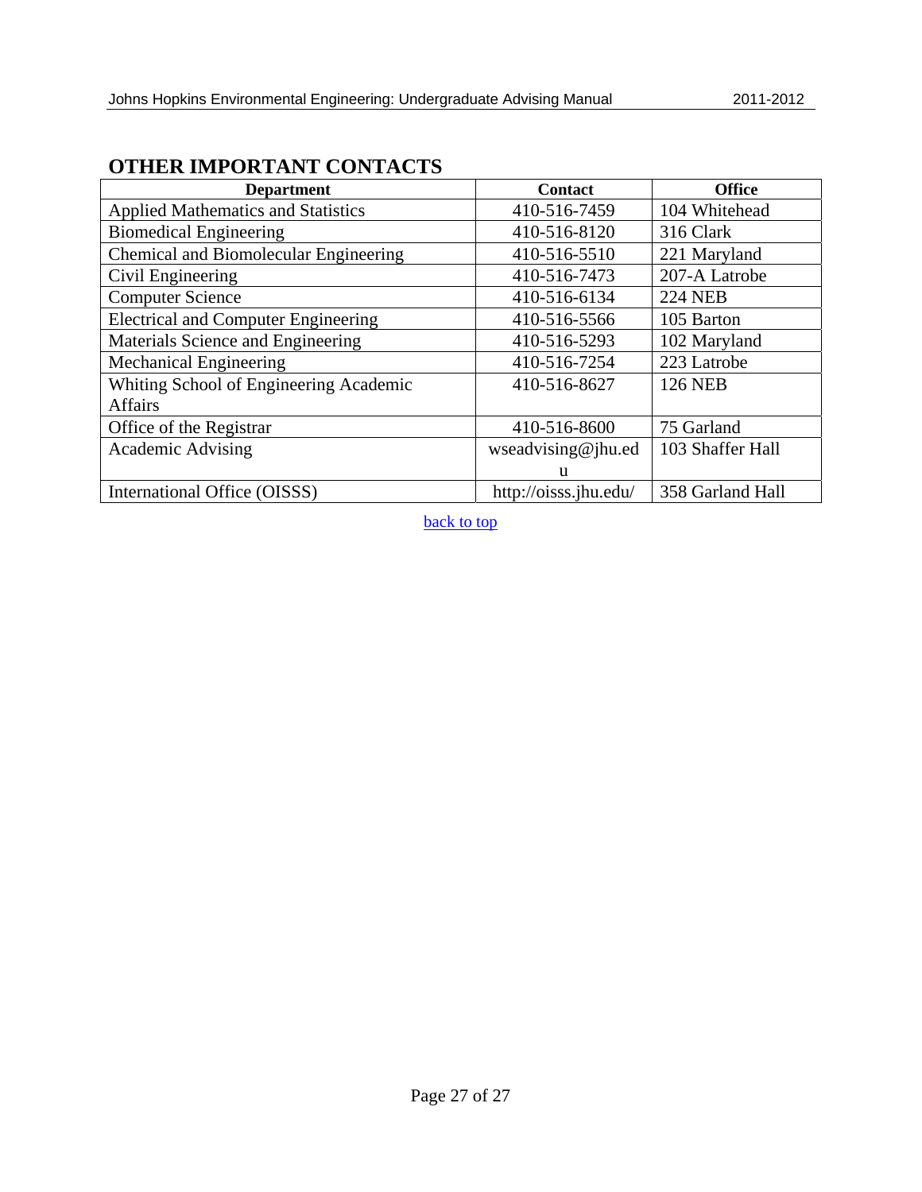## OTHER IMPORTANT CONTACTS

| Department | Contact | Office |
|---|---|---|
| Applied Mathematics and Statistics | 410-516-7459 | 104 Whitehead |
| Biomedical Engineering | 410-516-8120 | 316 Clark |
| Chemical and Biomolecular Engineering | 410-516-5510 | 221 Maryland |
| Civil Engineering | 410-516-7473 | 207-A Latrobe |
| Computer Science | 410-516-6134 | 224 NEB |
| Electrical and Computer Engineering | 410-516-5566 | 105 Barton |
| Materials Science and Engineering | 410-516-5293 | 102 Maryland |
| Mechanical Engineering | 410-516-7254 | 223 Latrobe |
| Whiting School of Engineering Academic Affairs | 410-516-8627 | 126 NEB |
| Office of the Registrar | 410-516-8600 | 75 Garland |
| Academic Advising | wseadvising@jhu.edu | 103 Shaffer Hall |
| International Office (OISSS) | http://oisss.jhu.edu/ | 358 Garland Hall |

back to top